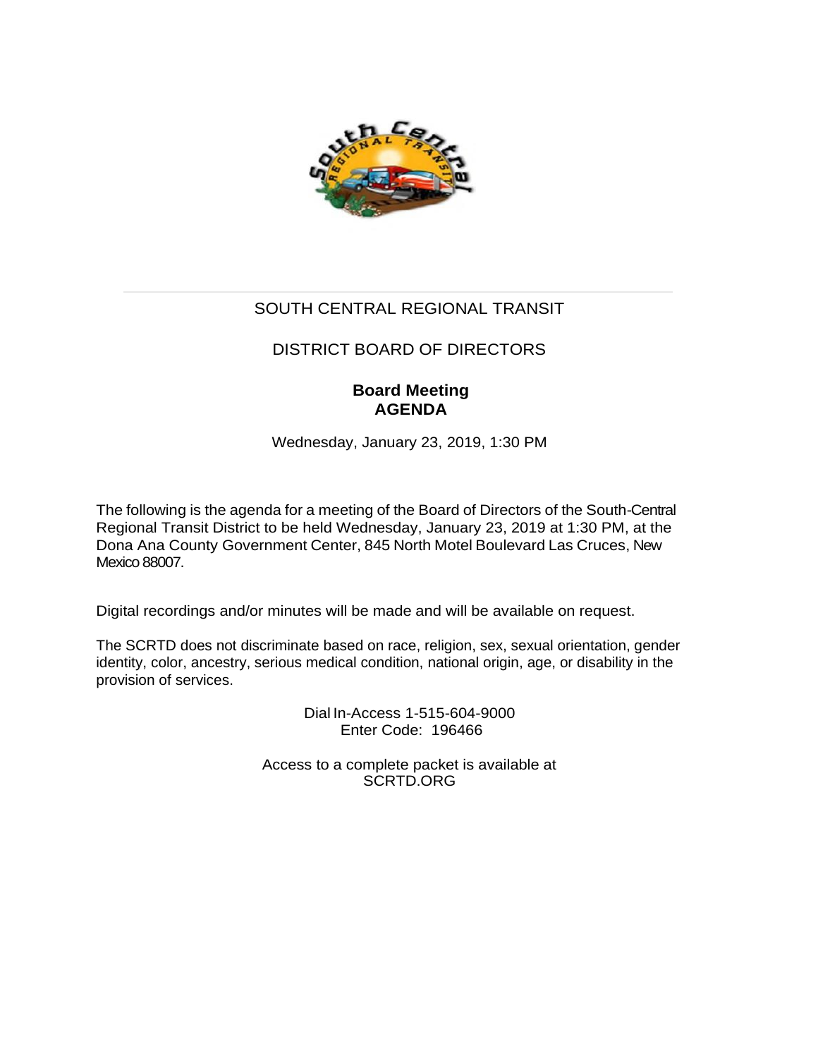# SOUTH CENTRAL REGIONAL TRANSIT

## DISTRICT BOARD OF DIRECTORS

### Board Meeting
### AGENDA

Wednesday, January 23, 2019, 1:30 PM

The following is the agenda for a meeting of the Board of Directors of the South-Central Regional Transit District to be held Wednesday, January 23, 2019 at 1:30 PM, at the Dona Ana County Government Center, 845 North Motel Boulevard Las Cruces, New Mexico 88007.

Digital recordings and/or minutes will be made and will be available on request.

The SCRTD does not discriminate based on race, religion, sex, sexual orientation, gender identity, color, ancestry, serious medical condition, national origin, age, or disability in the provision of services.

Dial In-Access 1-515-604-9000
Enter Code: 196466

Access to a complete packet is available at
SCRTD.ORG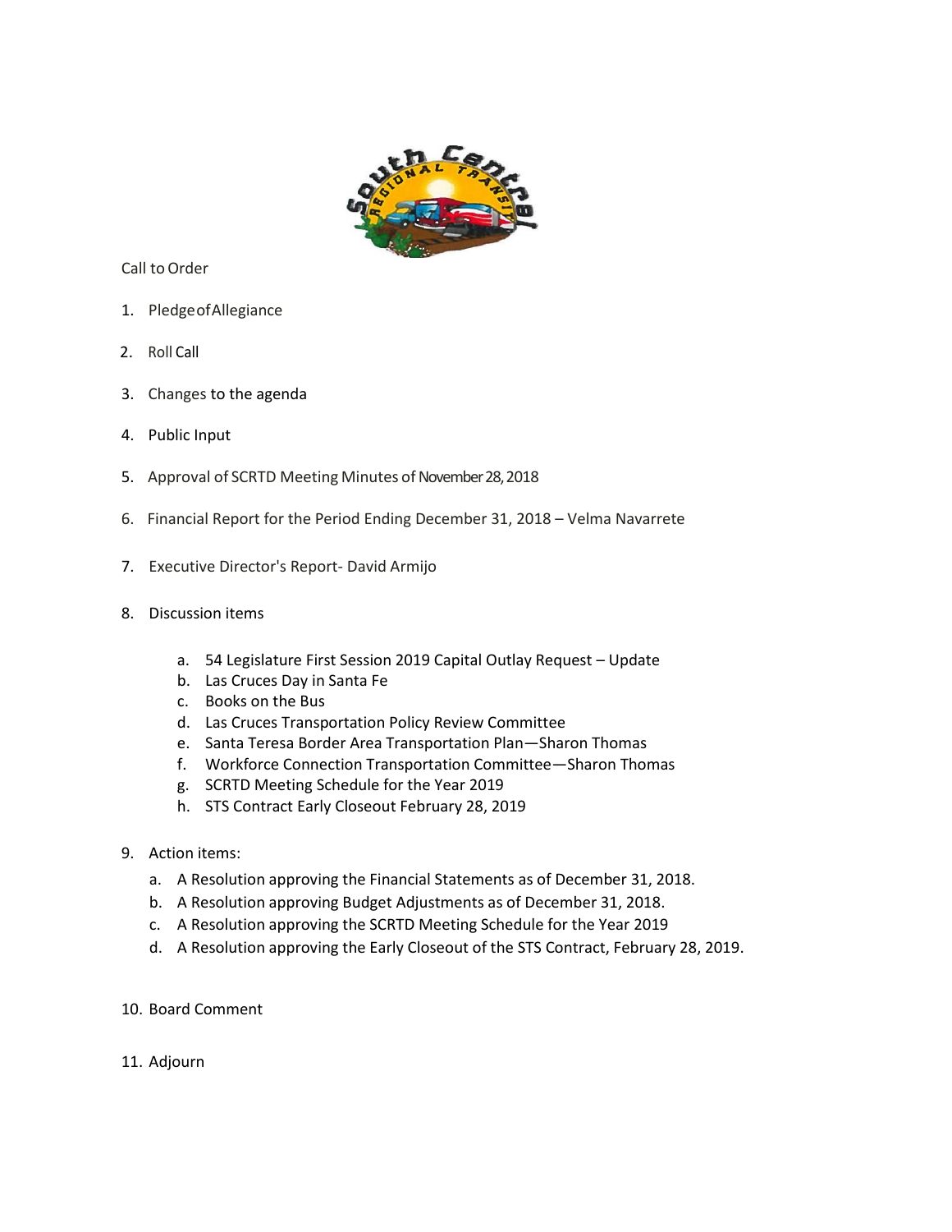Call to Order

1. PledgeofAllegiance
2. Roll Call
3. Changes to the agenda
4. Public Input
5. Approval of SCRTD Meeting Minutes of November 28, 2018
6. Financial Report for the Period Ending December 31, 2018 – Velma Navarrete
7. Executive Director's Report- David Armijo
8. Discussion items
   a. 54 Legislature First Session 2019 Capital Outlay Request – Update
   b. Las Cruces Day in Santa Fe
   c. Books on the Bus
   d. Las Cruces Transportation Policy Review Committee
   e. Santa Teresa Border Area Transportation Plan—Sharon Thomas
   f. Workforce Connection Transportation Committee—Sharon Thomas
   g. SCRTD Meeting Schedule for the Year 2019
   h. STS Contract Early Closeout February 28, 2019
9. Action items:
   a. A Resolution approving the Financial Statements as of December 31, 2018.
   b. A Resolution approving Budget Adjustments as of December 31, 2018.
   c. A Resolution approving the SCRTD Meeting Schedule for the Year 2019
   d. A Resolution approving the Early Closeout of the STS Contract, February 28, 2019.
10. Board Comment
11. Adjourn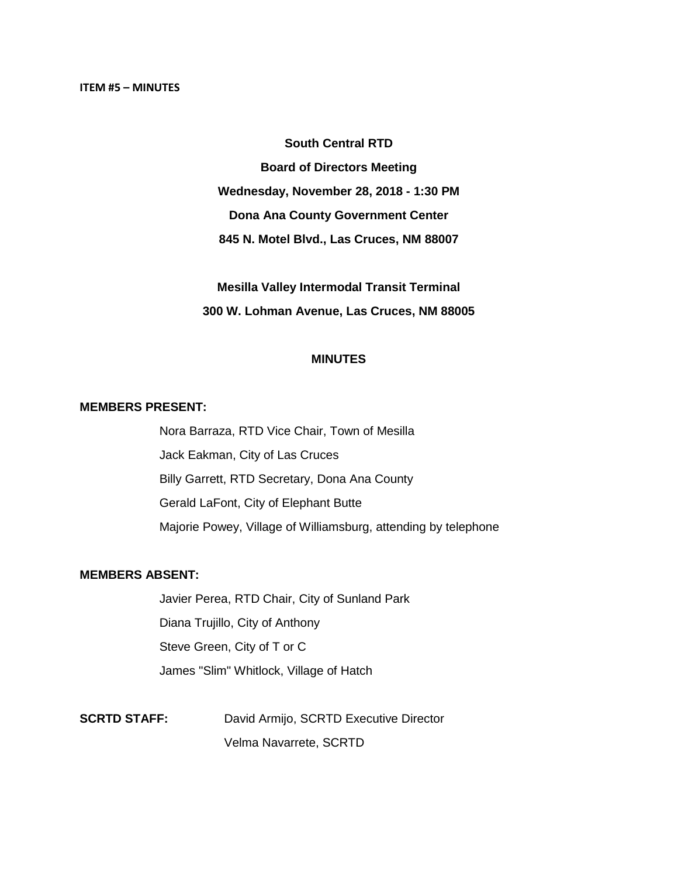**ITEM #5 – MINUTES**

**South Central RTD**

**Board of Directors Meeting**

**Wednesday, November 28, 2018 - 1:30 PM**

**Dona Ana County Government Center**

**845 N. Motel Blvd., Las Cruces, NM 88007**

**Mesilla Valley Intermodal Transit Terminal**

**300 W. Lohman Avenue, Las Cruces, NM 88005**

**MINUTES**

**MEMBERS PRESENT:**

Nora Barraza, RTD Vice Chair, Town of Mesilla

Jack Eakman, City of Las Cruces

Billy Garrett, RTD Secretary, Dona Ana County

Gerald LaFont, City of Elephant Butte

Majorie Powey, Village of Williamsburg, attending by telephone

**MEMBERS ABSENT:**

Javier Perea, RTD Chair, City of Sunland Park

Diana Trujillo, City of Anthony

Steve Green, City of T or C

James "Slim" Whitlock, Village of Hatch

**SCRTD STAFF:** David Armijo, SCRTD Executive Director

Velma Navarrete, SCRTD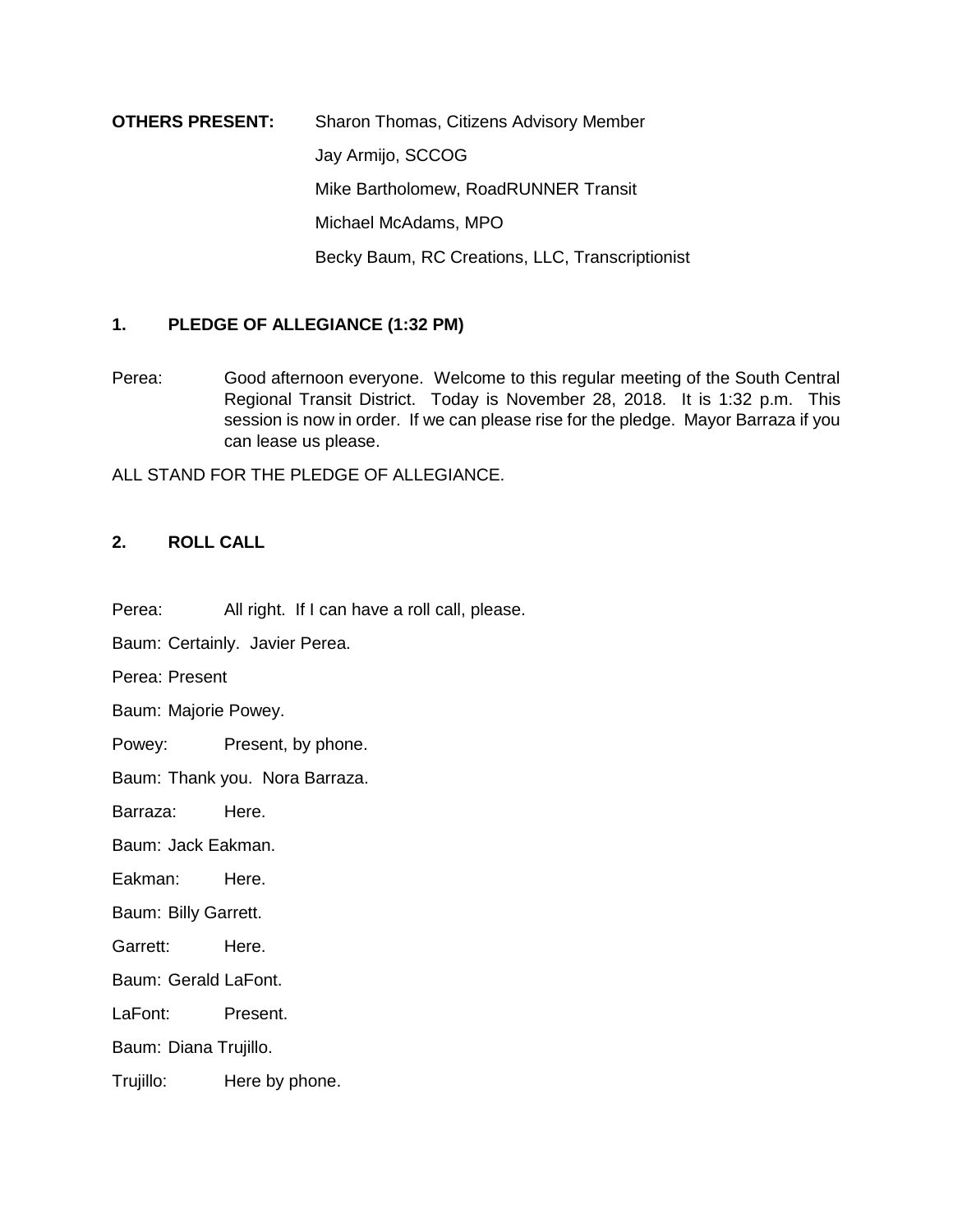**OTHERS PRESENT:** Sharon Thomas, Citizens Advisory Member
Jay Armijo, SCCOG
Mike Bartholomew, RoadRUNNER Transit
Michael McAdams, MPO
Becky Baum, RC Creations, LLC, Transcriptionist

## 1. PLEDGE OF ALLEGIANCE (1:32 PM)

Perea: Good afternoon everyone. Welcome to this regular meeting of the South Central Regional Transit District. Today is November 28, 2018. It is 1:32 p.m. This session is now in order. If we can please rise for the pledge. Mayor Barraza if you can lease us please.

ALL STAND FOR THE PLEDGE OF ALLEGIANCE.

## 2. ROLL CALL

Perea: All right. If I can have a roll call, please.

Baum: Certainly. Javier Perea.

Perea: Present

Baum: Majorie Powey.

Powey: Present, by phone.

Baum: Thank you. Nora Barraza.

Barraza: Here.

Baum: Jack Eakman.

Eakman: Here.

Baum: Billy Garrett.

Garrett: Here.

Baum: Gerald LaFont.

LaFont: Present.

Baum: Diana Trujillo.

Trujillo: Here by phone.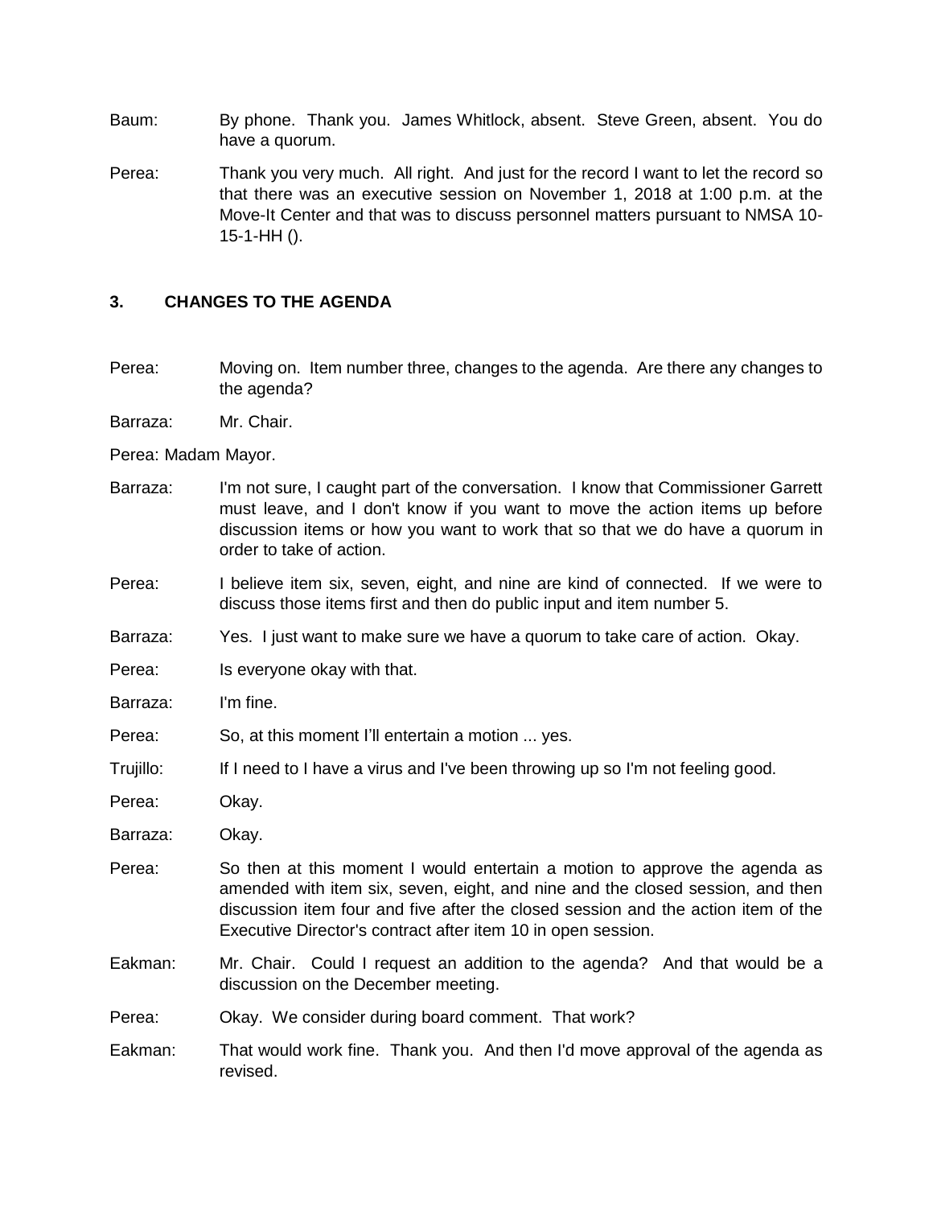Baum: By phone. Thank you. James Whitlock, absent. Steve Green, absent. You do have a quorum.

Perea: Thank you very much. All right. And just for the record I want to let the record so that there was an executive session on November 1, 2018 at 1:00 p.m. at the Move-It Center and that was to discuss personnel matters pursuant to NMSA 10-15-1-HH ().

## 3. CHANGES TO THE AGENDA

Perea: Moving on. Item number three, changes to the agenda. Are there any changes to the agenda?

Barraza: Mr. Chair.

Perea: Madam Mayor.

Barraza: I'm not sure, I caught part of the conversation. I know that Commissioner Garrett must leave, and I don't know if you want to move the action items up before discussion items or how you want to work that so that we do have a quorum in order to take of action.

Perea: I believe item six, seven, eight, and nine are kind of connected. If we were to discuss those items first and then do public input and item number 5.

Barraza: Yes. I just want to make sure we have a quorum to take care of action. Okay.

Perea: Is everyone okay with that.

Barraza: I'm fine.

Perea: So, at this moment I'll entertain a motion ... yes.

Trujillo: If I need to I have a virus and I've been throwing up so I'm not feeling good.

Perea: Okay.

Barraza: Okay.

Perea: So then at this moment I would entertain a motion to approve the agenda as amended with item six, seven, eight, and nine and the closed session, and then discussion item four and five after the closed session and the action item of the Executive Director's contract after item 10 in open session.

Eakman: Mr. Chair. Could I request an addition to the agenda? And that would be a discussion on the December meeting.

Perea: Okay. We consider during board comment. That work?

Eakman: That would work fine. Thank you. And then I'd move approval of the agenda as revised.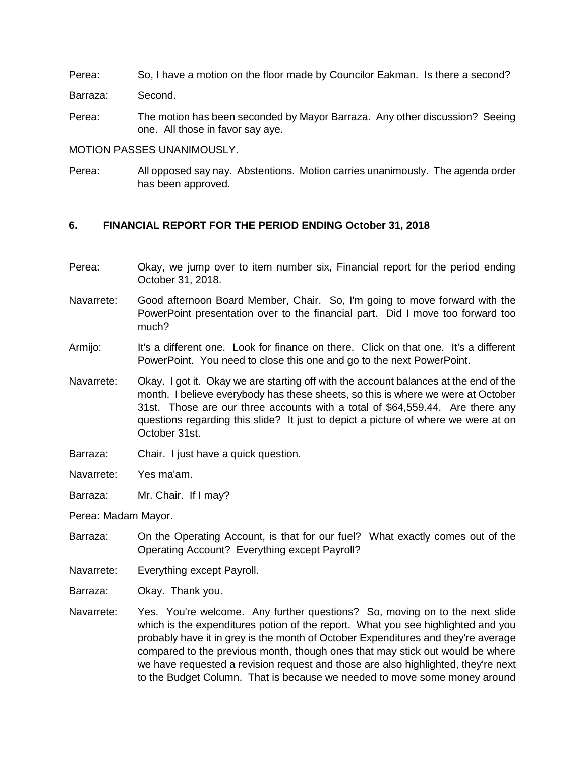Perea: So, I have a motion on the floor made by Councilor Eakman. Is there a second?

Barraza: Second.

Perea: The motion has been seconded by Mayor Barraza. Any other discussion? Seeing one. All those in favor say aye.

MOTION PASSES UNANIMOUSLY.

Perea: All opposed say nay. Abstentions. Motion carries unanimously. The agenda order has been approved.

## 6. FINANCIAL REPORT FOR THE PERIOD ENDING October 31, 2018

Perea: Okay, we jump over to item number six, Financial report for the period ending October 31, 2018.

Navarrete: Good afternoon Board Member, Chair. So, I'm going to move forward with the PowerPoint presentation over to the financial part. Did I move too forward too much?

Armijo: It's a different one. Look for finance on there. Click on that one. It's a different PowerPoint. You need to close this one and go to the next PowerPoint.

Navarrete: Okay. I got it. Okay we are starting off with the account balances at the end of the month. I believe everybody has these sheets, so this is where we were at October 31st. Those are our three accounts with a total of $64,559.44. Are there any questions regarding this slide? It just to depict a picture of where we were at on October 31st.

Barraza: Chair. I just have a quick question.

Navarrete: Yes ma'am.

Barraza: Mr. Chair. If I may?

Perea: Madam Mayor.

Barraza: On the Operating Account, is that for our fuel? What exactly comes out of the Operating Account? Everything except Payroll?

Navarrete: Everything except Payroll.

Barraza: Okay. Thank you.

Navarrete: Yes. You're welcome. Any further questions? So, moving on to the next slide which is the expenditures potion of the report. What you see highlighted and you probably have it in grey is the month of October Expenditures and they're average compared to the previous month, though ones that may stick out would be where we have requested a revision request and those are also highlighted, they're next to the Budget Column. That is because we needed to move some money around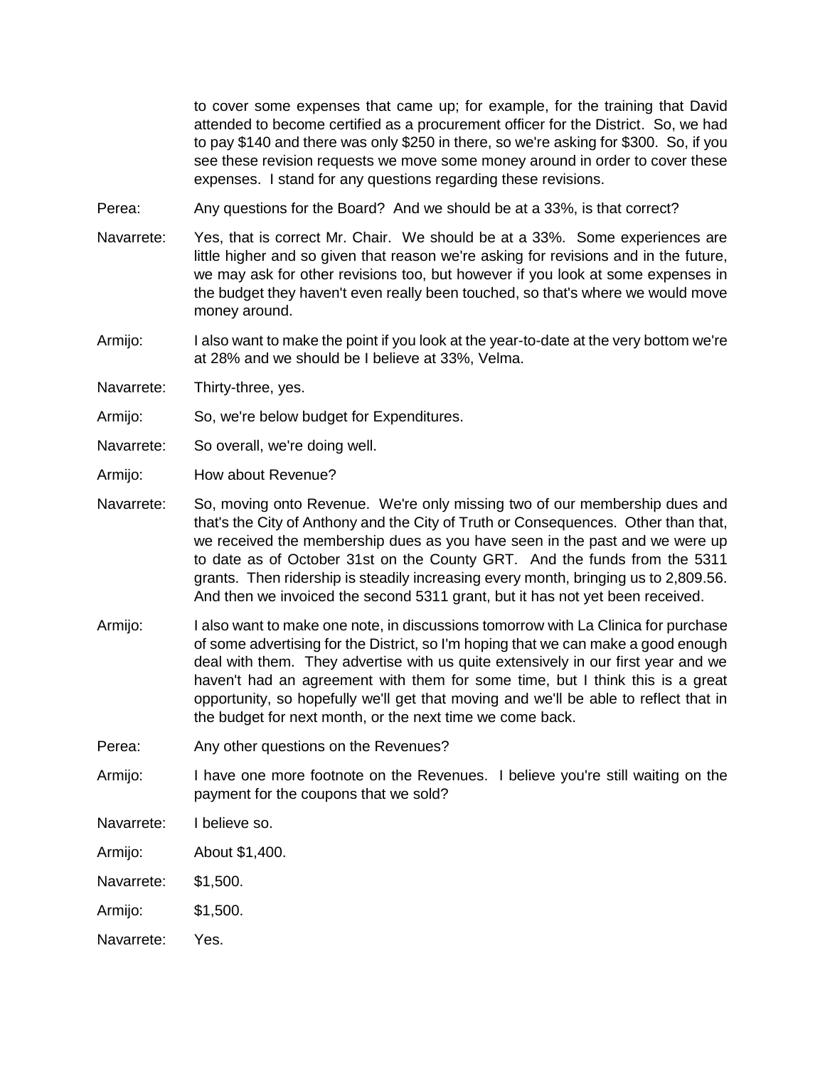to cover some expenses that came up; for example, for the training that David attended to become certified as a procurement officer for the District. So, we had to pay $140 and there was only $250 in there, so we're asking for $300. So, if you see these revision requests we move some money around in order to cover these expenses. I stand for any questions regarding these revisions.

Perea: Any questions for the Board? And we should be at a 33%, is that correct?

Navarrete: Yes, that is correct Mr. Chair. We should be at a 33%. Some experiences are little higher and so given that reason we're asking for revisions and in the future, we may ask for other revisions too, but however if you look at some expenses in the budget they haven't even really been touched, so that's where we would move money around.

Armijo: I also want to make the point if you look at the year-to-date at the very bottom we're at 28% and we should be I believe at 33%, Velma.

Navarrete: Thirty-three, yes.

Armijo: So, we're below budget for Expenditures.

Navarrete: So overall, we're doing well.

Armijo: How about Revenue?

Navarrete: So, moving onto Revenue. We're only missing two of our membership dues and that's the City of Anthony and the City of Truth or Consequences. Other than that, we received the membership dues as you have seen in the past and we were up to date as of October 31st on the County GRT. And the funds from the 5311 grants. Then ridership is steadily increasing every month, bringing us to 2,809.56. And then we invoiced the second 5311 grant, but it has not yet been received.

Armijo: I also want to make one note, in discussions tomorrow with La Clinica for purchase of some advertising for the District, so I'm hoping that we can make a good enough deal with them. They advertise with us quite extensively in our first year and we haven't had an agreement with them for some time, but I think this is a great opportunity, so hopefully we'll get that moving and we'll be able to reflect that in the budget for next month, or the next time we come back.

Perea: Any other questions on the Revenues?

Armijo: I have one more footnote on the Revenues. I believe you're still waiting on the payment for the coupons that we sold?

Navarrete: I believe so.

Armijo: About $1,400.

Navarrete: $1,500.

Armijo: $1,500.

Navarrete: Yes.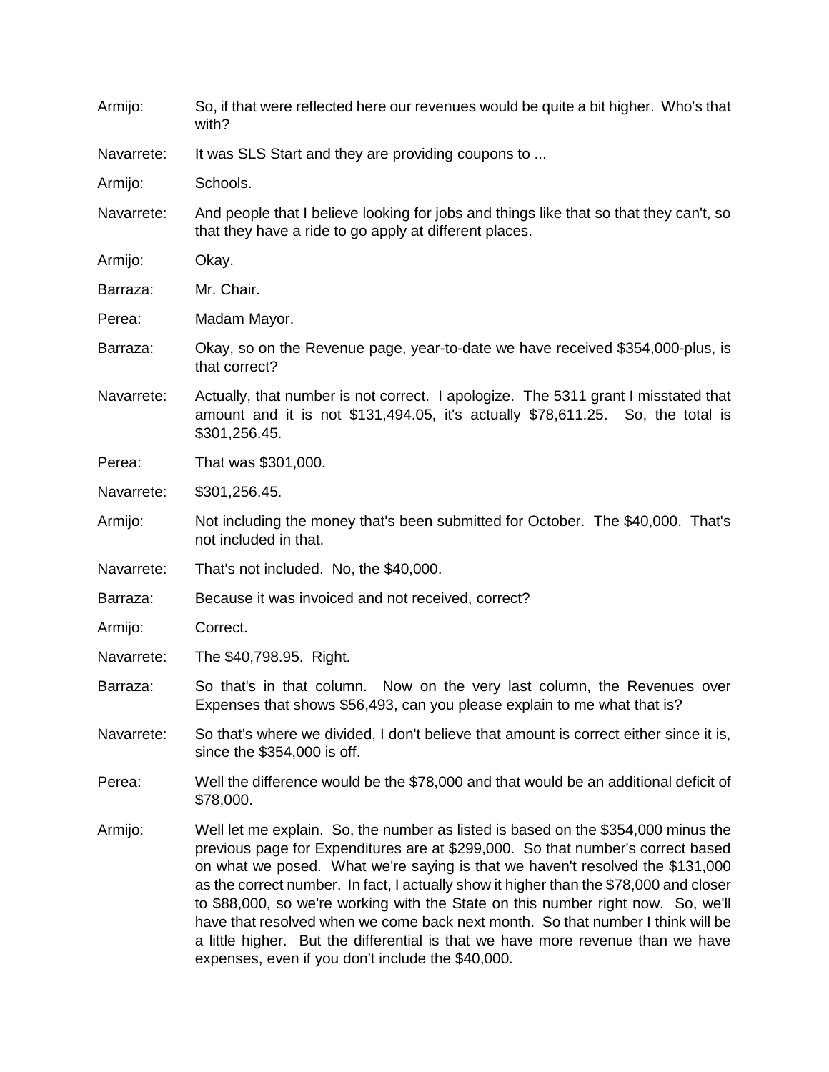Armijo: So, if that were reflected here our revenues would be quite a bit higher. Who's that with?

Navarrete: It was SLS Start and they are providing coupons to ...

Armijo: Schools.

Navarrete: And people that I believe looking for jobs and things like that so that they can't, so that they have a ride to go apply at different places.

Armijo: Okay.

Barraza: Mr. Chair.

Perea: Madam Mayor.

Barraza: Okay, so on the Revenue page, year-to-date we have received $354,000-plus, is that correct?

Navarrete: Actually, that number is not correct. I apologize. The 5311 grant I misstated that amount and it is not $131,494.05, it's actually $78,611.25. So, the total is $301,256.45.

Perea: That was $301,000.

Navarrete: $301,256.45.

Armijo: Not including the money that's been submitted for October. The $40,000. That's not included in that.

Navarrete: That's not included. No, the $40,000.

Barraza: Because it was invoiced and not received, correct?

Armijo: Correct.

Navarrete: The $40,798.95. Right.

Barraza: So that's in that column. Now on the very last column, the Revenues over Expenses that shows $56,493, can you please explain to me what that is?

Navarrete: So that's where we divided, I don't believe that amount is correct either since it is, since the $354,000 is off.

Perea: Well the difference would be the $78,000 and that would be an additional deficit of $78,000.

Armijo: Well let me explain. So, the number as listed is based on the $354,000 minus the previous page for Expenditures are at $299,000. So that number's correct based on what we posed. What we're saying is that we haven't resolved the $131,000 as the correct number. In fact, I actually show it higher than the $78,000 and closer to $88,000, so we're working with the State on this number right now. So, we'll have that resolved when we come back next month. So that number I think will be a little higher. But the differential is that we have more revenue than we have expenses, even if you don't include the $40,000.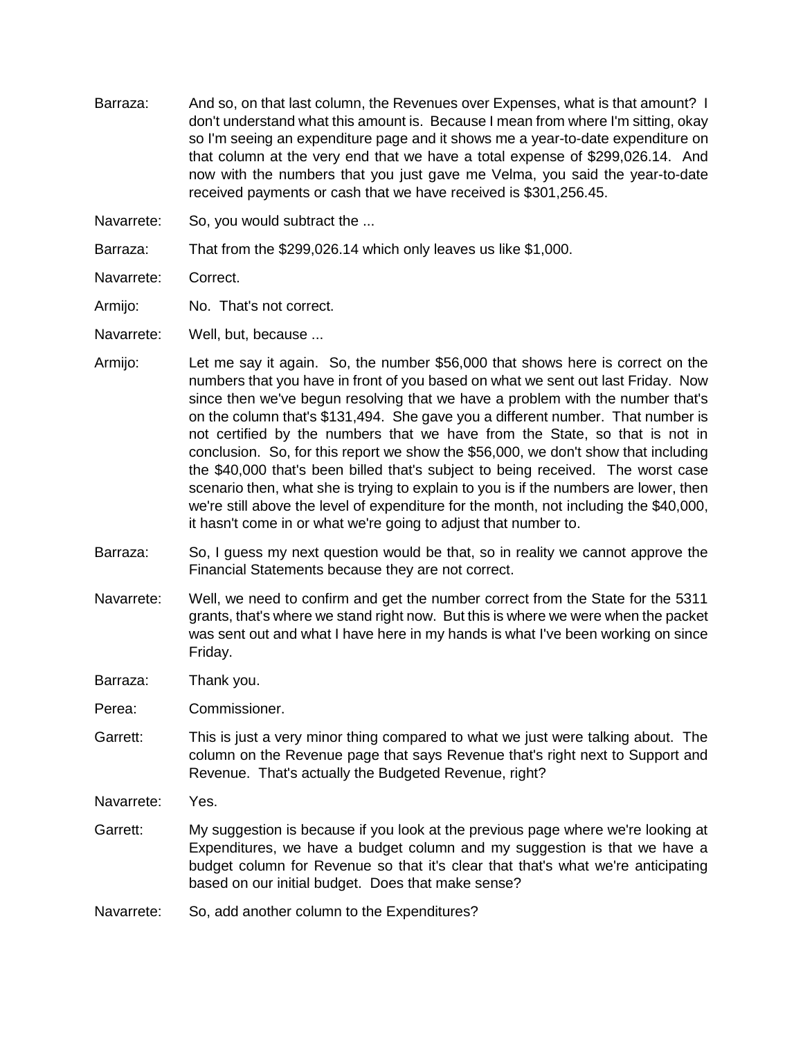Barraza: And so, on that last column, the Revenues over Expenses, what is that amount? I don't understand what this amount is. Because I mean from where I'm sitting, okay so I'm seeing an expenditure page and it shows me a year-to-date expenditure on that column at the very end that we have a total expense of $299,026.14. And now with the numbers that you just gave me Velma, you said the year-to-date received payments or cash that we have received is $301,256.45.

Navarrete: So, you would subtract the ...

Barraza: That from the $299,026.14 which only leaves us like $1,000.

Navarrete: Correct.

Armijo: No. That's not correct.

Navarrete: Well, but, because ...

Armijo: Let me say it again. So, the number $56,000 that shows here is correct on the numbers that you have in front of you based on what we sent out last Friday. Now since then we've begun resolving that we have a problem with the number that's on the column that's $131,494. She gave you a different number. That number is not certified by the numbers that we have from the State, so that is not in conclusion. So, for this report we show the $56,000, we don't show that including the $40,000 that's been billed that's subject to being received. The worst case scenario then, what she is trying to explain to you is if the numbers are lower, then we're still above the level of expenditure for the month, not including the $40,000, it hasn't come in or what we're going to adjust that number to.

Barraza: So, I guess my next question would be that, so in reality we cannot approve the Financial Statements because they are not correct.

Navarrete: Well, we need to confirm and get the number correct from the State for the 5311 grants, that's where we stand right now. But this is where we were when the packet was sent out and what I have here in my hands is what I've been working on since Friday.

Barraza: Thank you.

Perea: Commissioner.

Garrett: This is just a very minor thing compared to what we just were talking about. The column on the Revenue page that says Revenue that's right next to Support and Revenue. That's actually the Budgeted Revenue, right?

Navarrete: Yes.

Garrett: My suggestion is because if you look at the previous page where we're looking at Expenditures, we have a budget column and my suggestion is that we have a budget column for Revenue so that it's clear that that's what we're anticipating based on our initial budget. Does that make sense?

Navarrete: So, add another column to the Expenditures?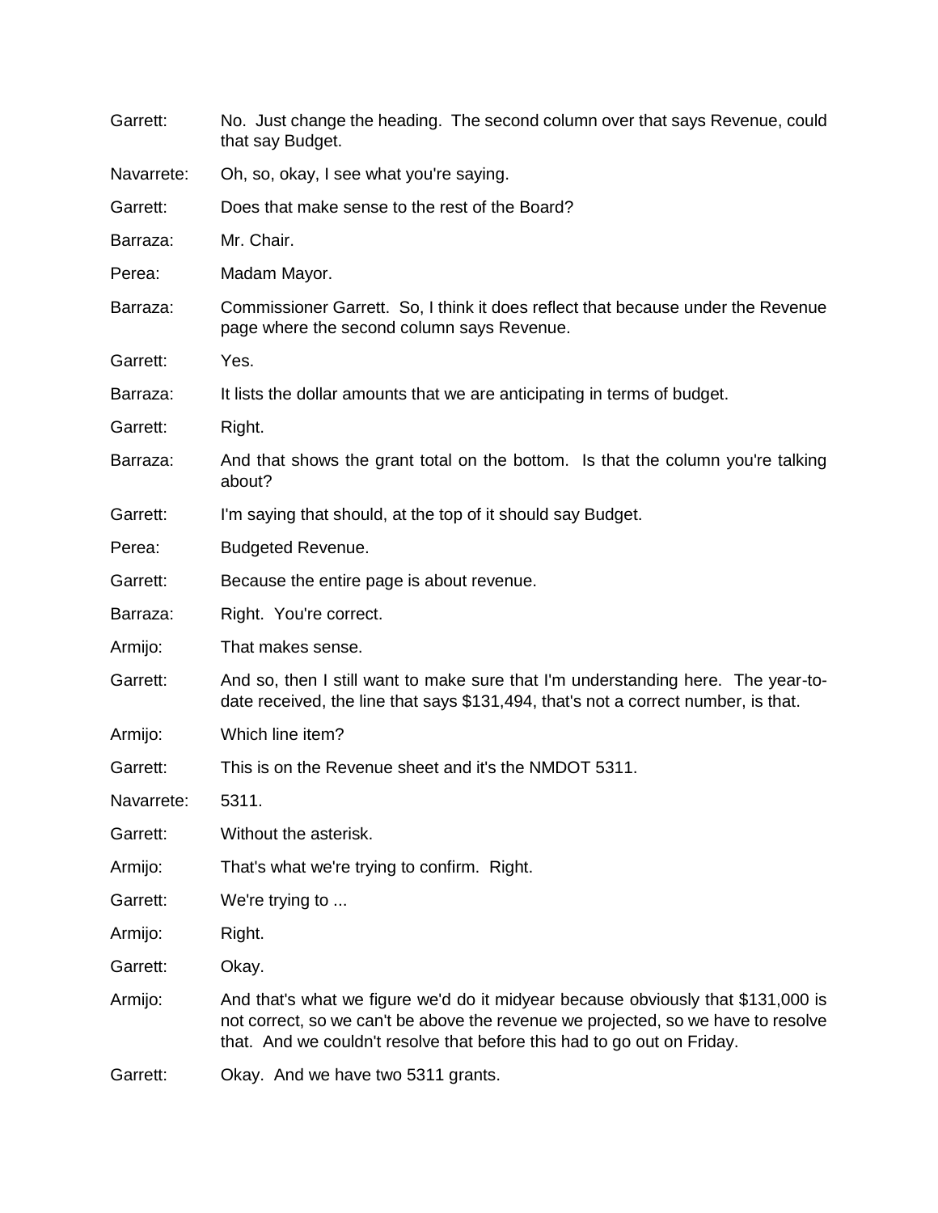Garrett: No. Just change the heading. The second column over that says Revenue, could that say Budget.

Navarrete: Oh, so, okay, I see what you're saying.

Garrett: Does that make sense to the rest of the Board?

Barraza: Mr. Chair.

Perea: Madam Mayor.

Barraza: Commissioner Garrett. So, I think it does reflect that because under the Revenue page where the second column says Revenue.

Garrett: Yes.

Barraza: It lists the dollar amounts that we are anticipating in terms of budget.

Garrett: Right.

Barraza: And that shows the grant total on the bottom. Is that the column you're talking about?

Garrett: I'm saying that should, at the top of it should say Budget.

Perea: Budgeted Revenue.

Garrett: Because the entire page is about revenue.

Barraza: Right. You're correct.

Armijo: That makes sense.

Garrett: And so, then I still want to make sure that I'm understanding here. The year-to-date received, the line that says $131,494, that's not a correct number, is that.

Armijo: Which line item?

Garrett: This is on the Revenue sheet and it's the NMDOT 5311.

Navarrete: 5311.

Garrett: Without the asterisk.

Armijo: That's what we're trying to confirm. Right.

Garrett: We're trying to ...

Armijo: Right.

Garrett: Okay.

Armijo: And that's what we figure we'd do it midyear because obviously that $131,000 is not correct, so we can't be above the revenue we projected, so we have to resolve that. And we couldn't resolve that before this had to go out on Friday.

Garrett: Okay. And we have two 5311 grants.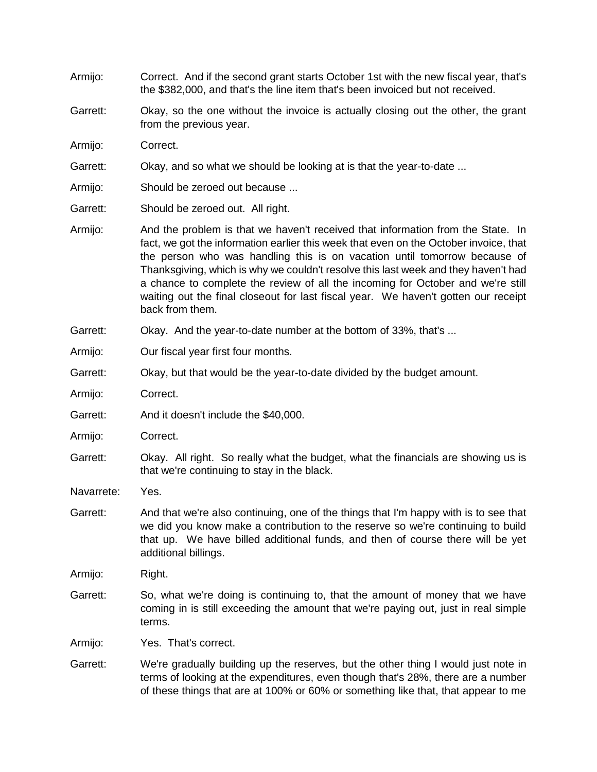Armijo: Correct. And if the second grant starts October 1st with the new fiscal year, that's the $382,000, and that's the line item that's been invoiced but not received.

Garrett: Okay, so the one without the invoice is actually closing out the other, the grant from the previous year.

Armijo: Correct.

Garrett: Okay, and so what we should be looking at is that the year-to-date ...

Armijo: Should be zeroed out because ...

Garrett: Should be zeroed out. All right.

Armijo: And the problem is that we haven't received that information from the State. In fact, we got the information earlier this week that even on the October invoice, that the person who was handling this is on vacation until tomorrow because of Thanksgiving, which is why we couldn't resolve this last week and they haven't had a chance to complete the review of all the incoming for October and we're still waiting out the final closeout for last fiscal year. We haven't gotten our receipt back from them.

Garrett: Okay. And the year-to-date number at the bottom of 33%, that's ...

Armijo: Our fiscal year first four months.

Garrett: Okay, but that would be the year-to-date divided by the budget amount.

Armijo: Correct.

Garrett: And it doesn't include the $40,000.

Armijo: Correct.

Garrett: Okay. All right. So really what the budget, what the financials are showing us is that we're continuing to stay in the black.

Navarrete: Yes.

Garrett: And that we're also continuing, one of the things that I'm happy with is to see that we did you know make a contribution to the reserve so we're continuing to build that up. We have billed additional funds, and then of course there will be yet additional billings.

Armijo: Right.

Garrett: So, what we're doing is continuing to, that the amount of money that we have coming in is still exceeding the amount that we're paying out, just in real simple terms.

Armijo: Yes. That's correct.

Garrett: We're gradually building up the reserves, but the other thing I would just note in terms of looking at the expenditures, even though that's 28%, there are a number of these things that are at 100% or 60% or something like that, that appear to me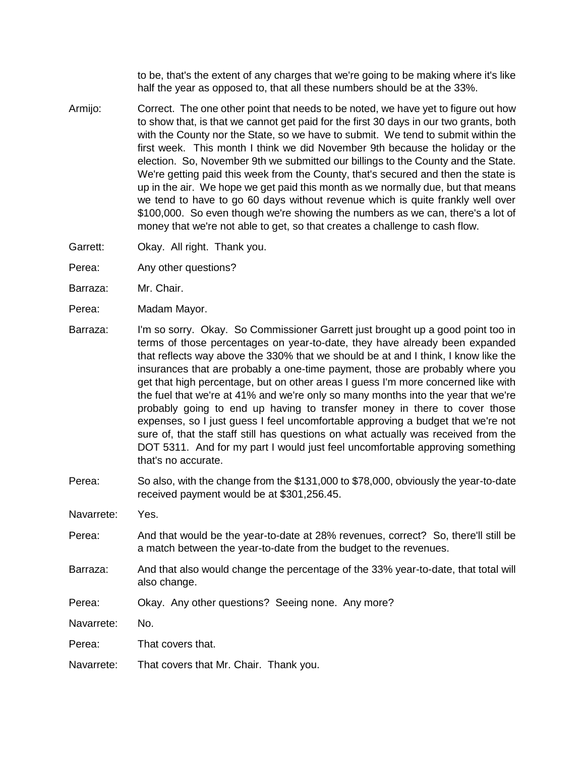to be, that's the extent of any charges that we're going to be making where it's like half the year as opposed to, that all these numbers should be at the 33%.

Armijo: Correct. The one other point that needs to be noted, we have yet to figure out how to show that, is that we cannot get paid for the first 30 days in our two grants, both with the County nor the State, so we have to submit. We tend to submit within the first week. This month I think we did November 9th because the holiday or the election. So, November 9th we submitted our billings to the County and the State. We're getting paid this week from the County, that's secured and then the state is up in the air. We hope we get paid this month as we normally due, but that means we tend to have to go 60 days without revenue which is quite frankly well over $100,000. So even though we're showing the numbers as we can, there's a lot of money that we're not able to get, so that creates a challenge to cash flow.

Garrett: Okay. All right. Thank you.

Perea: Any other questions?

Barraza: Mr. Chair.

Perea: Madam Mayor.

Barraza: I'm so sorry. Okay. So Commissioner Garrett just brought up a good point too in terms of those percentages on year-to-date, they have already been expanded that reflects way above the 330% that we should be at and I think, I know like the insurances that are probably a one-time payment, those are probably where you get that high percentage, but on other areas I guess I'm more concerned like with the fuel that we're at 41% and we're only so many months into the year that we're probably going to end up having to transfer money in there to cover those expenses, so I just guess I feel uncomfortable approving a budget that we're not sure of, that the staff still has questions on what actually was received from the DOT 5311. And for my part I would just feel uncomfortable approving something that's no accurate.

Perea: So also, with the change from the $131,000 to $78,000, obviously the year-to-date received payment would be at $301,256.45.

Navarrete: Yes.

Perea: And that would be the year-to-date at 28% revenues, correct? So, there'll still be a match between the year-to-date from the budget to the revenues.

Barraza: And that also would change the percentage of the 33% year-to-date, that total will also change.

Perea: Okay. Any other questions? Seeing none. Any more?

Navarrete: No.

Perea: That covers that.

Navarrete: That covers that Mr. Chair. Thank you.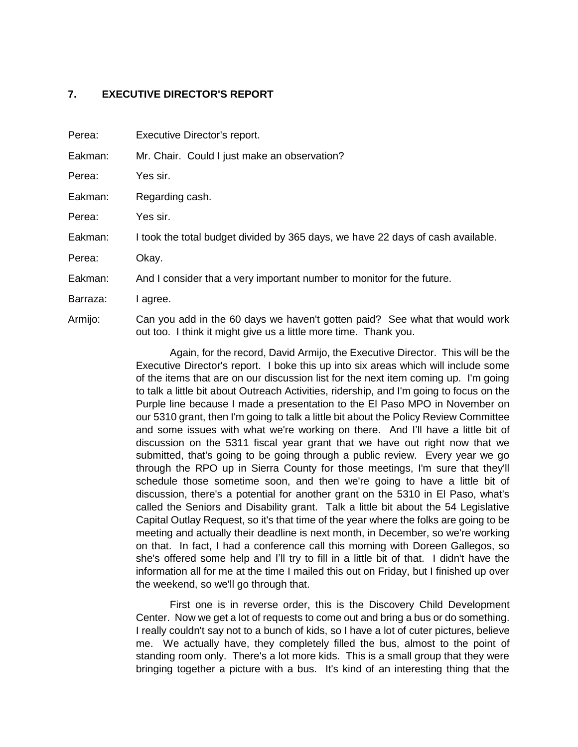## 7. EXECUTIVE DIRECTOR'S REPORT

Perea: Executive Director's report.

Eakman: Mr. Chair. Could I just make an observation?

Perea: Yes sir.

Eakman: Regarding cash.

Perea: Yes sir.

Eakman: I took the total budget divided by 365 days, we have 22 days of cash available.

Perea: Okay.

Eakman: And I consider that a very important number to monitor for the future.

Barraza: I agree.

Armijo: Can you add in the 60 days we haven't gotten paid? See what that would work out too. I think it might give us a little more time. Thank you.

Again, for the record, David Armijo, the Executive Director. This will be the Executive Director's report. I boke this up into six areas which will include some of the items that are on our discussion list for the next item coming up. I'm going to talk a little bit about Outreach Activities, ridership, and I'm going to focus on the Purple line because I made a presentation to the El Paso MPO in November on our 5310 grant, then I'm going to talk a little bit about the Policy Review Committee and some issues with what we're working on there. And I'll have a little bit of discussion on the 5311 fiscal year grant that we have out right now that we submitted, that's going to be going through a public review. Every year we go through the RPO up in Sierra County for those meetings, I'm sure that they'll schedule those sometime soon, and then we're going to have a little bit of discussion, there's a potential for another grant on the 5310 in El Paso, what's called the Seniors and Disability grant. Talk a little bit about the 54 Legislative Capital Outlay Request, so it's that time of the year where the folks are going to be meeting and actually their deadline is next month, in December, so we're working on that. In fact, I had a conference call this morning with Doreen Gallegos, so she's offered some help and I'll try to fill in a little bit of that. I didn't have the information all for me at the time I mailed this out on Friday, but I finished up over the weekend, so we'll go through that.

First one is in reverse order, this is the Discovery Child Development Center. Now we get a lot of requests to come out and bring a bus or do something. I really couldn't say not to a bunch of kids, so I have a lot of cuter pictures, believe me. We actually have, they completely filled the bus, almost to the point of standing room only. There's a lot more kids. This is a small group that they were bringing together a picture with a bus. It's kind of an interesting thing that the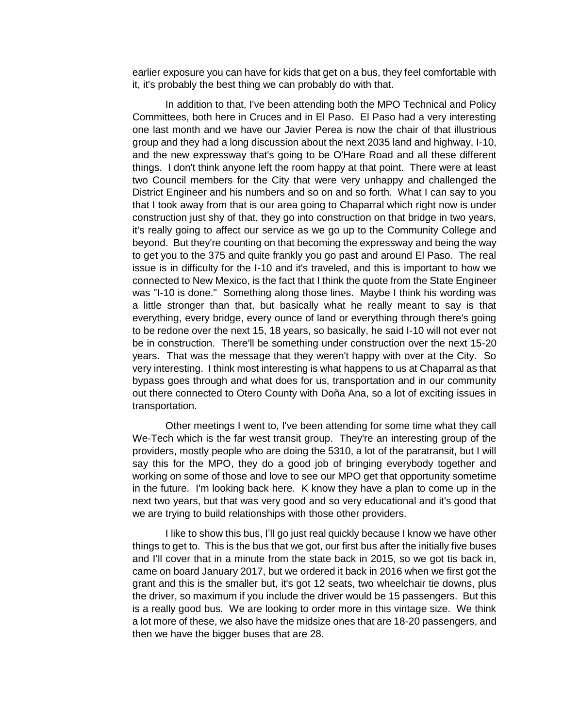earlier exposure you can have for kids that get on a bus, they feel comfortable with it, it's probably the best thing we can probably do with that.

In addition to that, I've been attending both the MPO Technical and Policy Committees, both here in Cruces and in El Paso. El Paso had a very interesting one last month and we have our Javier Perea is now the chair of that illustrious group and they had a long discussion about the next 2035 land and highway, I-10, and the new expressway that's going to be O'Hare Road and all these different things. I don't think anyone left the room happy at that point. There were at least two Council members for the City that were very unhappy and challenged the District Engineer and his numbers and so on and so forth. What I can say to you that I took away from that is our area going to Chaparral which right now is under construction just shy of that, they go into construction on that bridge in two years, it's really going to affect our service as we go up to the Community College and beyond. But they're counting on that becoming the expressway and being the way to get you to the 375 and quite frankly you go past and around El Paso. The real issue is in difficulty for the I-10 and it's traveled, and this is important to how we connected to New Mexico, is the fact that I think the quote from the State Engineer was "I-10 is done." Something along those lines. Maybe I think his wording was a little stronger than that, but basically what he really meant to say is that everything, every bridge, every ounce of land or everything through there's going to be redone over the next 15, 18 years, so basically, he said I-10 will not ever not be in construction. There'll be something under construction over the next 15-20 years. That was the message that they weren't happy with over at the City. So very interesting. I think most interesting is what happens to us at Chaparral as that bypass goes through and what does for us, transportation and in our community out there connected to Otero County with Doña Ana, so a lot of exciting issues in transportation.

Other meetings I went to, I've been attending for some time what they call We-Tech which is the far west transit group. They're an interesting group of the providers, mostly people who are doing the 5310, a lot of the paratransit, but I will say this for the MPO, they do a good job of bringing everybody together and working on some of those and love to see our MPO get that opportunity sometime in the future. I'm looking back here. K know they have a plan to come up in the next two years, but that was very good and so very educational and it's good that we are trying to build relationships with those other providers.

I like to show this bus, I'll go just real quickly because I know we have other things to get to. This is the bus that we got, our first bus after the initially five buses and I'll cover that in a minute from the state back in 2015, so we got tis back in, came on board January 2017, but we ordered it back in 2016 when we first got the grant and this is the smaller but, it's got 12 seats, two wheelchair tie downs, plus the driver, so maximum if you include the driver would be 15 passengers. But this is a really good bus. We are looking to order more in this vintage size. We think a lot more of these, we also have the midsize ones that are 18-20 passengers, and then we have the bigger buses that are 28.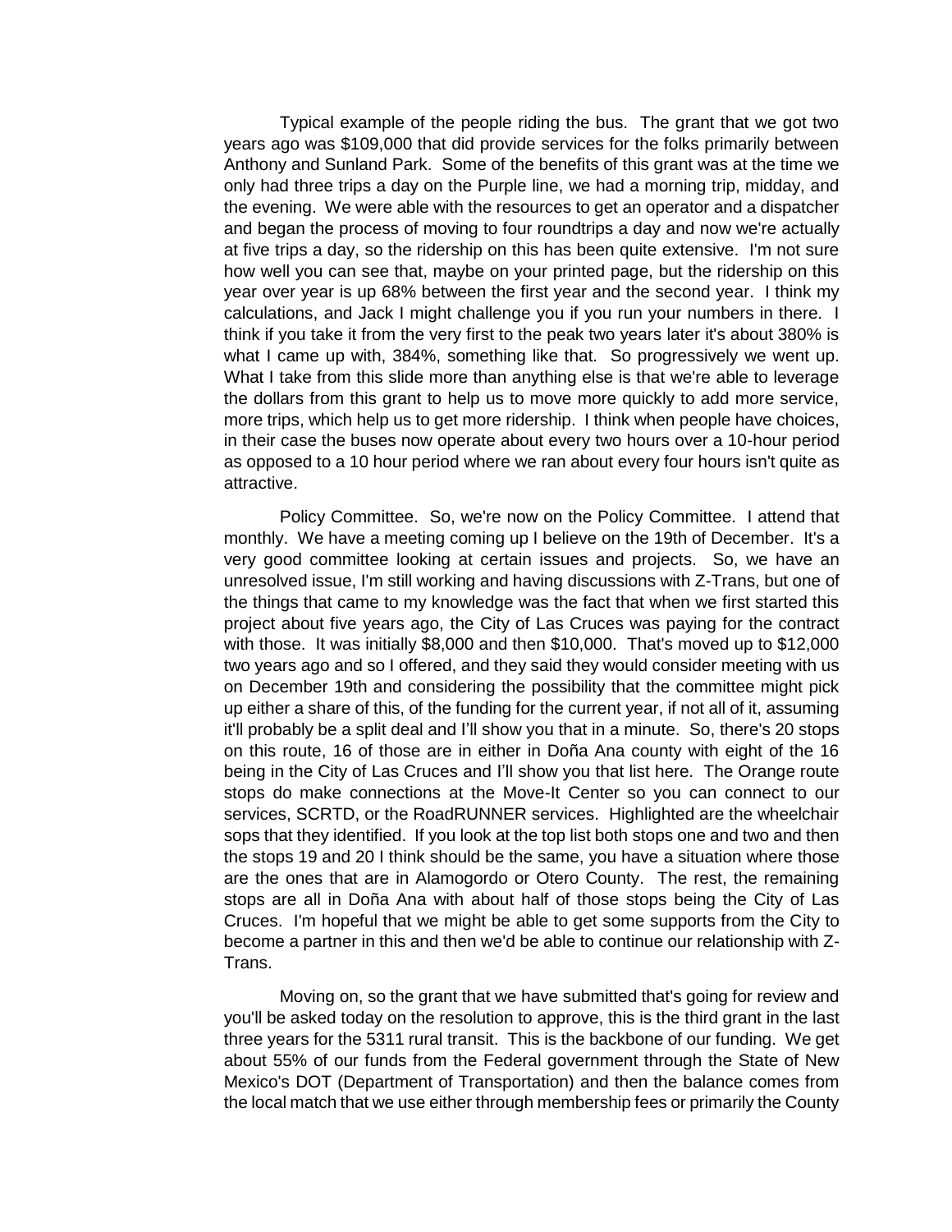Typical example of the people riding the bus. The grant that we got two years ago was $109,000 that did provide services for the folks primarily between Anthony and Sunland Park. Some of the benefits of this grant was at the time we only had three trips a day on the Purple line, we had a morning trip, midday, and the evening. We were able with the resources to get an operator and a dispatcher and began the process of moving to four roundtrips a day and now we're actually at five trips a day, so the ridership on this has been quite extensive. I'm not sure how well you can see that, maybe on your printed page, but the ridership on this year over year is up 68% between the first year and the second year. I think my calculations, and Jack I might challenge you if you run your numbers in there. I think if you take it from the very first to the peak two years later it's about 380% is what I came up with, 384%, something like that. So progressively we went up. What I take from this slide more than anything else is that we're able to leverage the dollars from this grant to help us to move more quickly to add more service, more trips, which help us to get more ridership. I think when people have choices, in their case the buses now operate about every two hours over a 10-hour period as opposed to a 10 hour period where we ran about every four hours isn't quite as attractive.

Policy Committee. So, we're now on the Policy Committee. I attend that monthly. We have a meeting coming up I believe on the 19th of December. It's a very good committee looking at certain issues and projects. So, we have an unresolved issue, I'm still working and having discussions with Z-Trans, but one of the things that came to my knowledge was the fact that when we first started this project about five years ago, the City of Las Cruces was paying for the contract with those. It was initially $8,000 and then $10,000. That's moved up to $12,000 two years ago and so I offered, and they said they would consider meeting with us on December 19th and considering the possibility that the committee might pick up either a share of this, of the funding for the current year, if not all of it, assuming it'll probably be a split deal and I'll show you that in a minute. So, there's 20 stops on this route, 16 of those are in either in Doña Ana county with eight of the 16 being in the City of Las Cruces and I'll show you that list here. The Orange route stops do make connections at the Move-It Center so you can connect to our services, SCRTD, or the RoadRUNNER services. Highlighted are the wheelchair sops that they identified. If you look at the top list both stops one and two and then the stops 19 and 20 I think should be the same, you have a situation where those are the ones that are in Alamogordo or Otero County. The rest, the remaining stops are all in Doña Ana with about half of those stops being the City of Las Cruces. I'm hopeful that we might be able to get some supports from the City to become a partner in this and then we'd be able to continue our relationship with Z-Trans.

Moving on, so the grant that we have submitted that's going for review and you'll be asked today on the resolution to approve, this is the third grant in the last three years for the 5311 rural transit. This is the backbone of our funding. We get about 55% of our funds from the Federal government through the State of New Mexico's DOT (Department of Transportation) and then the balance comes from the local match that we use either through membership fees or primarily the County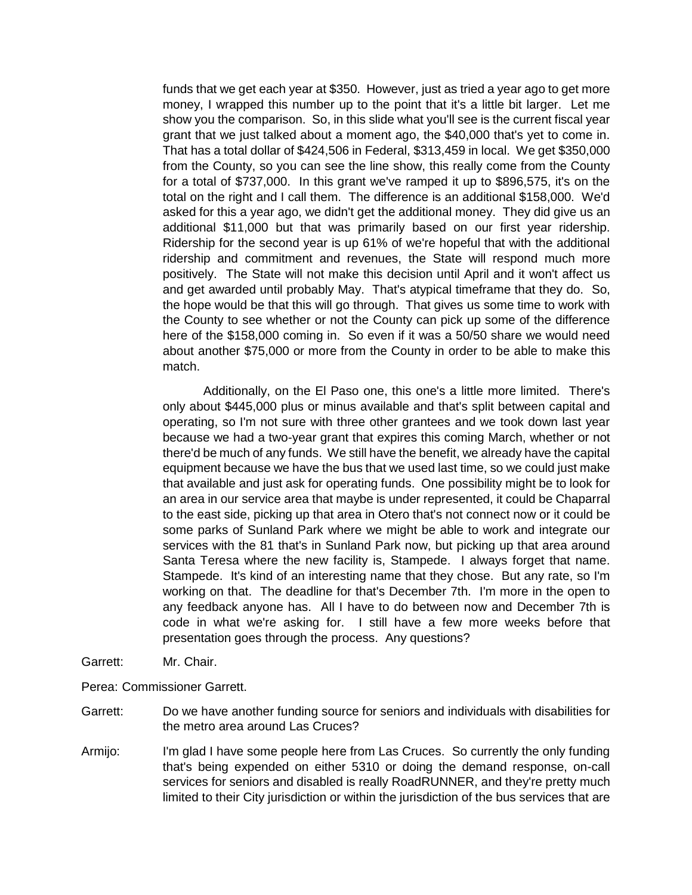funds that we get each year at $350. However, just as tried a year ago to get more money, I wrapped this number up to the point that it's a little bit larger. Let me show you the comparison. So, in this slide what you'll see is the current fiscal year grant that we just talked about a moment ago, the $40,000 that's yet to come in. That has a total dollar of $424,506 in Federal, $313,459 in local. We get $350,000 from the County, so you can see the line show, this really come from the County for a total of $737,000. In this grant we've ramped it up to $896,575, it's on the total on the right and I call them. The difference is an additional $158,000. We'd asked for this a year ago, we didn't get the additional money. They did give us an additional $11,000 but that was primarily based on our first year ridership. Ridership for the second year is up 61% of we're hopeful that with the additional ridership and commitment and revenues, the State will respond much more positively. The State will not make this decision until April and it won't affect us and get awarded until probably May. That's atypical timeframe that they do. So, the hope would be that this will go through. That gives us some time to work with the County to see whether or not the County can pick up some of the difference here of the $158,000 coming in. So even if it was a 50/50 share we would need about another $75,000 or more from the County in order to be able to make this match.

Additionally, on the El Paso one, this one's a little more limited. There's only about $445,000 plus or minus available and that's split between capital and operating, so I'm not sure with three other grantees and we took down last year because we had a two-year grant that expires this coming March, whether or not there'd be much of any funds. We still have the benefit, we already have the capital equipment because we have the bus that we used last time, so we could just make that available and just ask for operating funds. One possibility might be to look for an area in our service area that maybe is under represented, it could be Chaparral to the east side, picking up that area in Otero that's not connect now or it could be some parks of Sunland Park where we might be able to work and integrate our services with the 81 that's in Sunland Park now, but picking up that area around Santa Teresa where the new facility is, Stampede. I always forget that name. Stampede. It's kind of an interesting name that they chose. But any rate, so I'm working on that. The deadline for that's December 7th. I'm more in the open to any feedback anyone has. All I have to do between now and December 7th is code in what we're asking for. I still have a few more weeks before that presentation goes through the process. Any questions?

Garrett: Mr. Chair.

Perea: Commissioner Garrett.

Garrett: Do we have another funding source for seniors and individuals with disabilities for the metro area around Las Cruces?

Armijo: I'm glad I have some people here from Las Cruces. So currently the only funding that's being expended on either 5310 or doing the demand response, on-call services for seniors and disabled is really RoadRUNNER, and they're pretty much limited to their City jurisdiction or within the jurisdiction of the bus services that are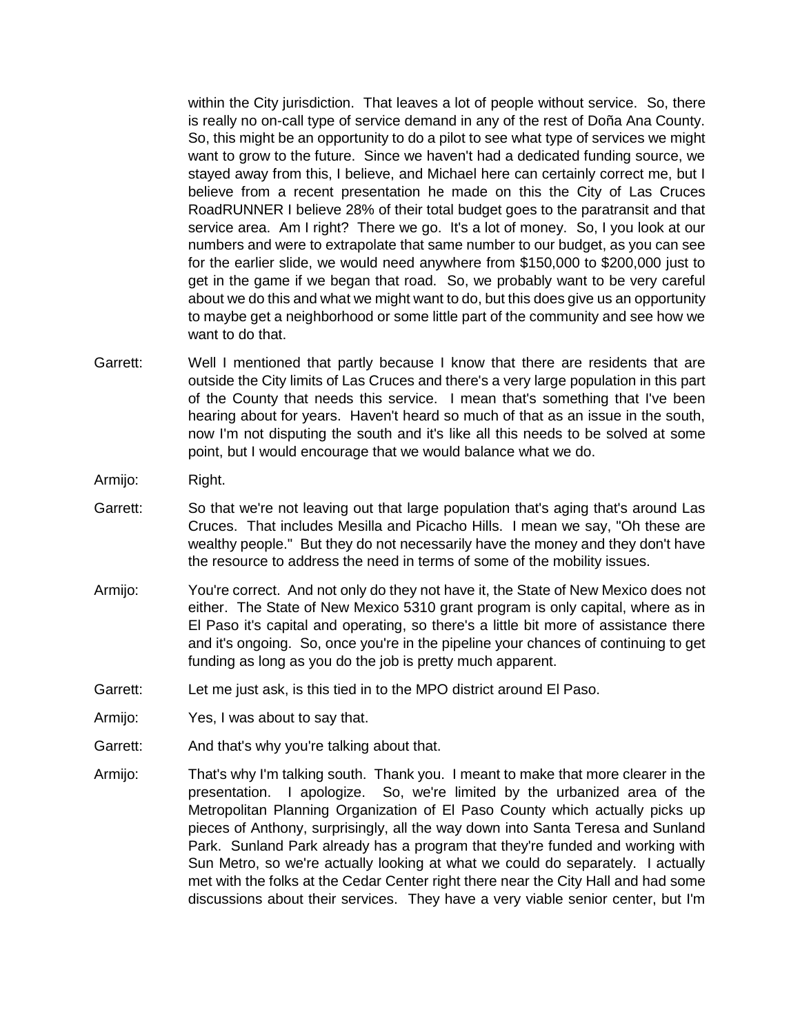within the City jurisdiction. That leaves a lot of people without service. So, there is really no on-call type of service demand in any of the rest of Doña Ana County. So, this might be an opportunity to do a pilot to see what type of services we might want to grow to the future. Since we haven't had a dedicated funding source, we stayed away from this, I believe, and Michael here can certainly correct me, but I believe from a recent presentation he made on this the City of Las Cruces RoadRUNNER I believe 28% of their total budget goes to the paratransit and that service area. Am I right? There we go. It's a lot of money. So, I you look at our numbers and were to extrapolate that same number to our budget, as you can see for the earlier slide, we would need anywhere from $150,000 to $200,000 just to get in the game if we began that road. So, we probably want to be very careful about we do this and what we might want to do, but this does give us an opportunity to maybe get a neighborhood or some little part of the community and see how we want to do that.

Garrett: Well I mentioned that partly because I know that there are residents that are outside the City limits of Las Cruces and there's a very large population in this part of the County that needs this service. I mean that's something that I've been hearing about for years. Haven't heard so much of that as an issue in the south, now I'm not disputing the south and it's like all this needs to be solved at some point, but I would encourage that we would balance what we do.

Armijo: Right.

Garrett: So that we're not leaving out that large population that's aging that's around Las Cruces. That includes Mesilla and Picacho Hills. I mean we say, "Oh these are wealthy people." But they do not necessarily have the money and they don't have the resource to address the need in terms of some of the mobility issues.

Armijo: You're correct. And not only do they not have it, the State of New Mexico does not either. The State of New Mexico 5310 grant program is only capital, where as in El Paso it's capital and operating, so there's a little bit more of assistance there and it's ongoing. So, once you're in the pipeline your chances of continuing to get funding as long as you do the job is pretty much apparent.

Garrett: Let me just ask, is this tied in to the MPO district around El Paso.

Armijo: Yes, I was about to say that.

Garrett: And that's why you're talking about that.

Armijo: That's why I'm talking south. Thank you. I meant to make that more clearer in the presentation. I apologize. So, we're limited by the urbanized area of the Metropolitan Planning Organization of El Paso County which actually picks up pieces of Anthony, surprisingly, all the way down into Santa Teresa and Sunland Park. Sunland Park already has a program that they're funded and working with Sun Metro, so we're actually looking at what we could do separately. I actually met with the folks at the Cedar Center right there near the City Hall and had some discussions about their services. They have a very viable senior center, but I'm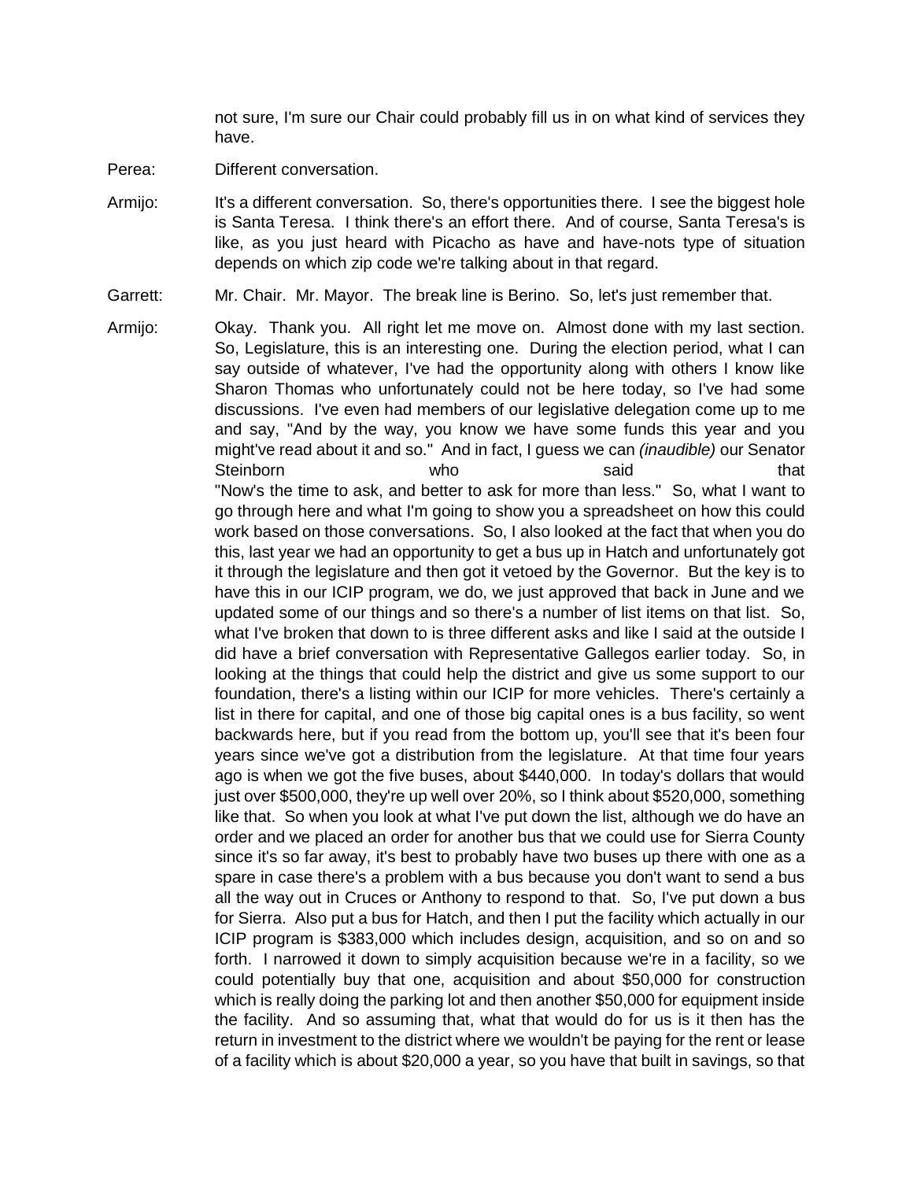not sure, I'm sure our Chair could probably fill us in on what kind of services they have.

Perea: Different conversation.

Armijo: It's a different conversation. So, there's opportunities there. I see the biggest hole is Santa Teresa. I think there's an effort there. And of course, Santa Teresa's is like, as you just heard with Picacho as have and have-nots type of situation depends on which zip code we're talking about in that regard.

Garrett: Mr. Chair. Mr. Mayor. The break line is Berino. So, let's just remember that.

Armijo: Okay. Thank you. All right let me move on. Almost done with my last section. So, Legislature, this is an interesting one. During the election period, what I can say outside of whatever, I've had the opportunity along with others I know like Sharon Thomas who unfortunately could not be here today, so I've had some discussions. I've even had members of our legislative delegation come up to me and say, "And by the way, you know we have some funds this year and you might've read about it and so." And in fact, I guess we can *(inaudible)* our Senator Steinborn who said that "Now's the time to ask, and better to ask for more than less." So, what I want to go through here and what I'm going to show you a spreadsheet on how this could work based on those conversations. So, I also looked at the fact that when you do this, last year we had an opportunity to get a bus up in Hatch and unfortunately got it through the legislature and then got it vetoed by the Governor. But the key is to have this in our ICIP program, we do, we just approved that back in June and we updated some of our things and so there's a number of list items on that list. So, what I've broken that down to is three different asks and like I said at the outside I did have a brief conversation with Representative Gallegos earlier today. So, in looking at the things that could help the district and give us some support to our foundation, there's a listing within our ICIP for more vehicles. There's certainly a list in there for capital, and one of those big capital ones is a bus facility, so went backwards here, but if you read from the bottom up, you'll see that it's been four years since we've got a distribution from the legislature. At that time four years ago is when we got the five buses, about $440,000. In today's dollars that would just over $500,000, they're up well over 20%, so I think about $520,000, something like that. So when you look at what I've put down the list, although we do have an order and we placed an order for another bus that we could use for Sierra County since it's so far away, it's best to probably have two buses up there with one as a spare in case there's a problem with a bus because you don't want to send a bus all the way out in Cruces or Anthony to respond to that. So, I've put down a bus for Sierra. Also put a bus for Hatch, and then I put the facility which actually in our ICIP program is $383,000 which includes design, acquisition, and so on and so forth. I narrowed it down to simply acquisition because we're in a facility, so we could potentially buy that one, acquisition and about $50,000 for construction which is really doing the parking lot and then another $50,000 for equipment inside the facility. And so assuming that, what that would do for us is it then has the return in investment to the district where we wouldn't be paying for the rent or lease of a facility which is about $20,000 a year, so you have that built in savings, so that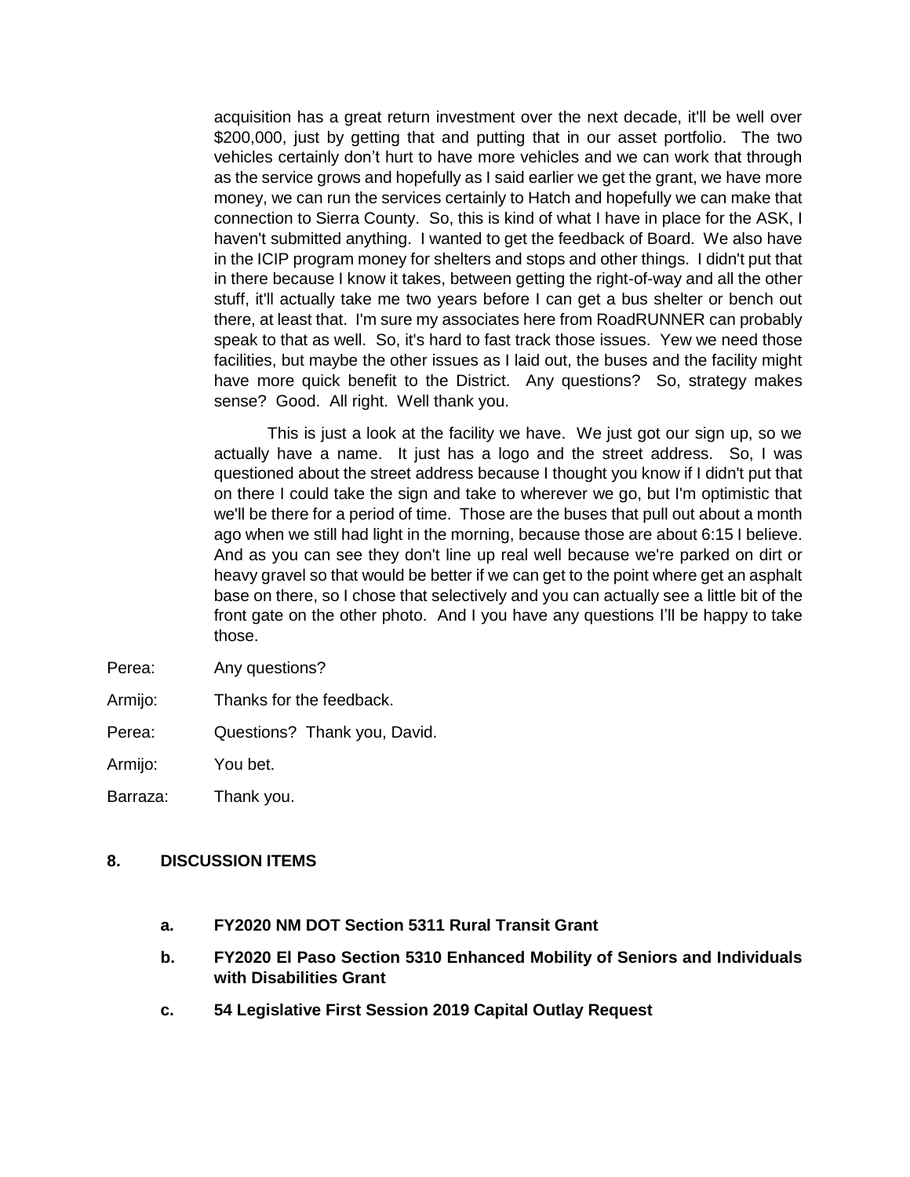acquisition has a great return investment over the next decade, it'll be well over $200,000, just by getting that and putting that in our asset portfolio. The two vehicles certainly don't hurt to have more vehicles and we can work that through as the service grows and hopefully as I said earlier we get the grant, we have more money, we can run the services certainly to Hatch and hopefully we can make that connection to Sierra County. So, this is kind of what I have in place for the ASK, I haven't submitted anything. I wanted to get the feedback of Board. We also have in the ICIP program money for shelters and stops and other things. I didn't put that in there because I know it takes, between getting the right-of-way and all the other stuff, it'll actually take me two years before I can get a bus shelter or bench out there, at least that. I'm sure my associates here from RoadRUNNER can probably speak to that as well. So, it's hard to fast track those issues. Yew we need those facilities, but maybe the other issues as I laid out, the buses and the facility might have more quick benefit to the District. Any questions? So, strategy makes sense? Good. All right. Well thank you.

This is just a look at the facility we have. We just got our sign up, so we actually have a name. It just has a logo and the street address. So, I was questioned about the street address because I thought you know if I didn't put that on there I could take the sign and take to wherever we go, but I'm optimistic that we'll be there for a period of time. Those are the buses that pull out about a month ago when we still had light in the morning, because those are about 6:15 I believe. And as you can see they don't line up real well because we're parked on dirt or heavy gravel so that would be better if we can get to the point where get an asphalt base on there, so I chose that selectively and you can actually see a little bit of the front gate on the other photo. And I you have any questions I'll be happy to take those.

Perea: Any questions?

Armijo: Thanks for the feedback.

Perea: Questions? Thank you, David.

Armijo: You bet.

Barraza: Thank you.

## 8. DISCUSSION ITEMS

**a. FY2020 NM DOT Section 5311 Rural Transit Grant**

**b. FY2020 El Paso Section 5310 Enhanced Mobility of Seniors and Individuals with Disabilities Grant**

**c. 54 Legislative First Session 2019 Capital Outlay Request**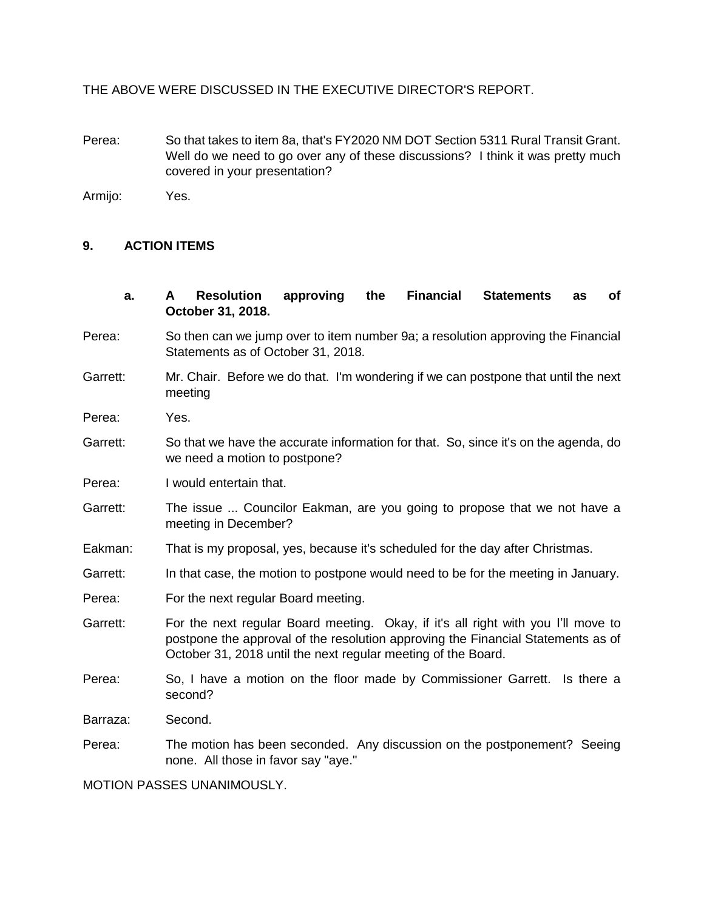THE ABOVE WERE DISCUSSED IN THE EXECUTIVE DIRECTOR'S REPORT.

Perea: So that takes to item 8a, that's FY2020 NM DOT Section 5311 Rural Transit Grant. Well do we need to go over any of these discussions? I think it was pretty much covered in your presentation?

Armijo: Yes.

## 9. ACTION ITEMS

### a. A Resolution approving the Financial Statements as of October 31, 2018.

Perea: So then can we jump over to item number 9a; a resolution approving the Financial Statements as of October 31, 2018.

Garrett: Mr. Chair. Before we do that. I'm wondering if we can postpone that until the next meeting

Perea: Yes.

Garrett: So that we have the accurate information for that. So, since it's on the agenda, do we need a motion to postpone?

Perea: I would entertain that.

Garrett: The issue ... Councilor Eakman, are you going to propose that we not have a meeting in December?

Eakman: That is my proposal, yes, because it's scheduled for the day after Christmas.

Garrett: In that case, the motion to postpone would need to be for the meeting in January.

Perea: For the next regular Board meeting.

Garrett: For the next regular Board meeting. Okay, if it's all right with you I'll move to postpone the approval of the resolution approving the Financial Statements as of October 31, 2018 until the next regular meeting of the Board.

Perea: So, I have a motion on the floor made by Commissioner Garrett. Is there a second?

Barraza: Second.

Perea: The motion has been seconded. Any discussion on the postponement? Seeing none. All those in favor say "aye."

MOTION PASSES UNANIMOUSLY.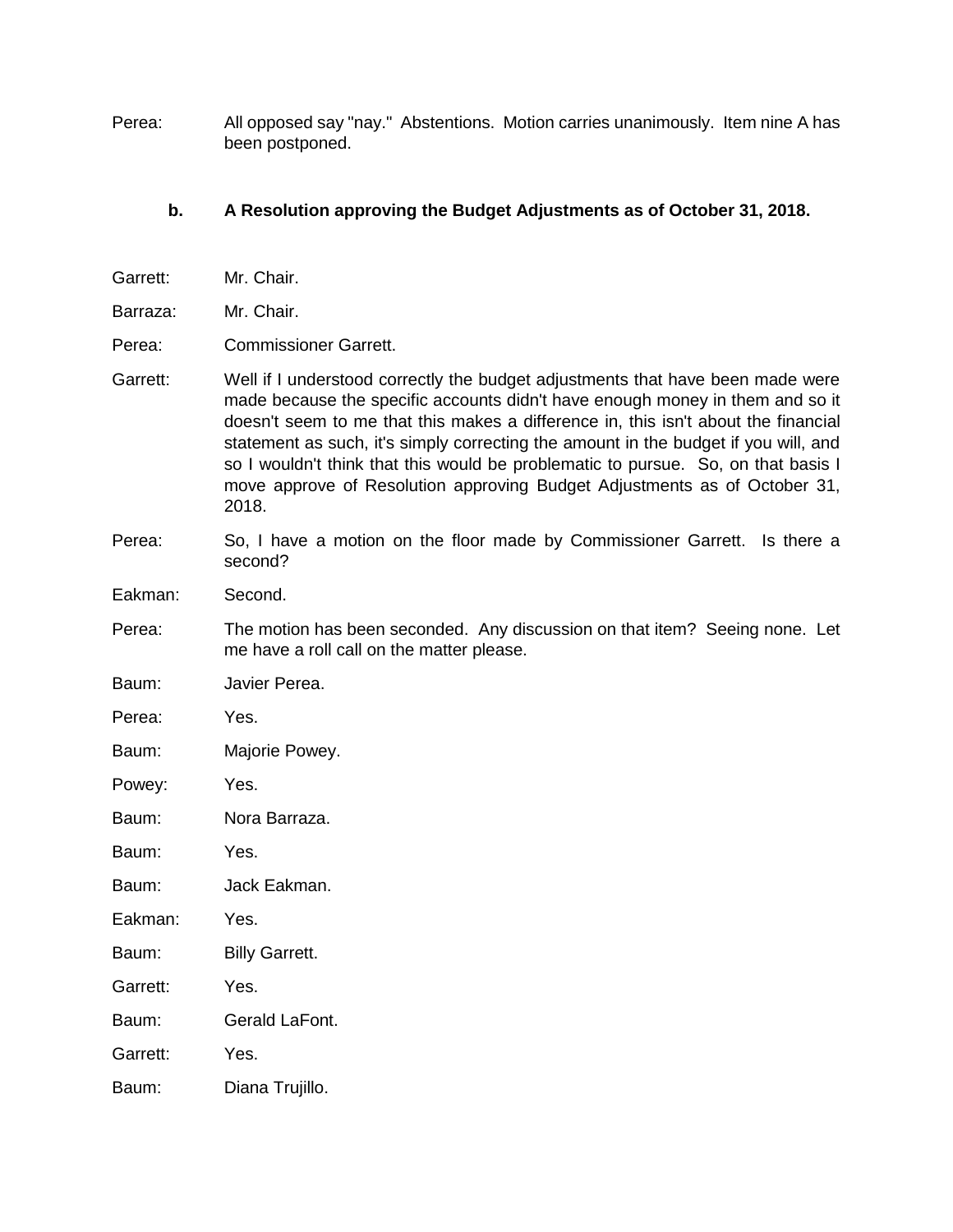Perea: All opposed say "nay." Abstentions. Motion carries unanimously. Item nine A has been postponed.

**b. A Resolution approving the Budget Adjustments as of October 31, 2018.**

Garrett: Mr. Chair.

Barraza: Mr. Chair.

Perea: Commissioner Garrett.

Garrett: Well if I understood correctly the budget adjustments that have been made were made because the specific accounts didn't have enough money in them and so it doesn't seem to me that this makes a difference in, this isn't about the financial statement as such, it's simply correcting the amount in the budget if you will, and so I wouldn't think that this would be problematic to pursue. So, on that basis I move approve of Resolution approving Budget Adjustments as of October 31, 2018.

Perea: So, I have a motion on the floor made by Commissioner Garrett. Is there a second?

Eakman: Second.

Perea: The motion has been seconded. Any discussion on that item? Seeing none. Let me have a roll call on the matter please.

Baum: Javier Perea.

Perea: Yes.

Baum: Majorie Powey.

Powey: Yes.

Baum: Nora Barraza.

Baum: Yes.

Baum: Jack Eakman.

Eakman: Yes.

Baum: Billy Garrett.

Garrett: Yes.

Baum: Gerald LaFont.

Garrett: Yes.

Baum: Diana Trujillo.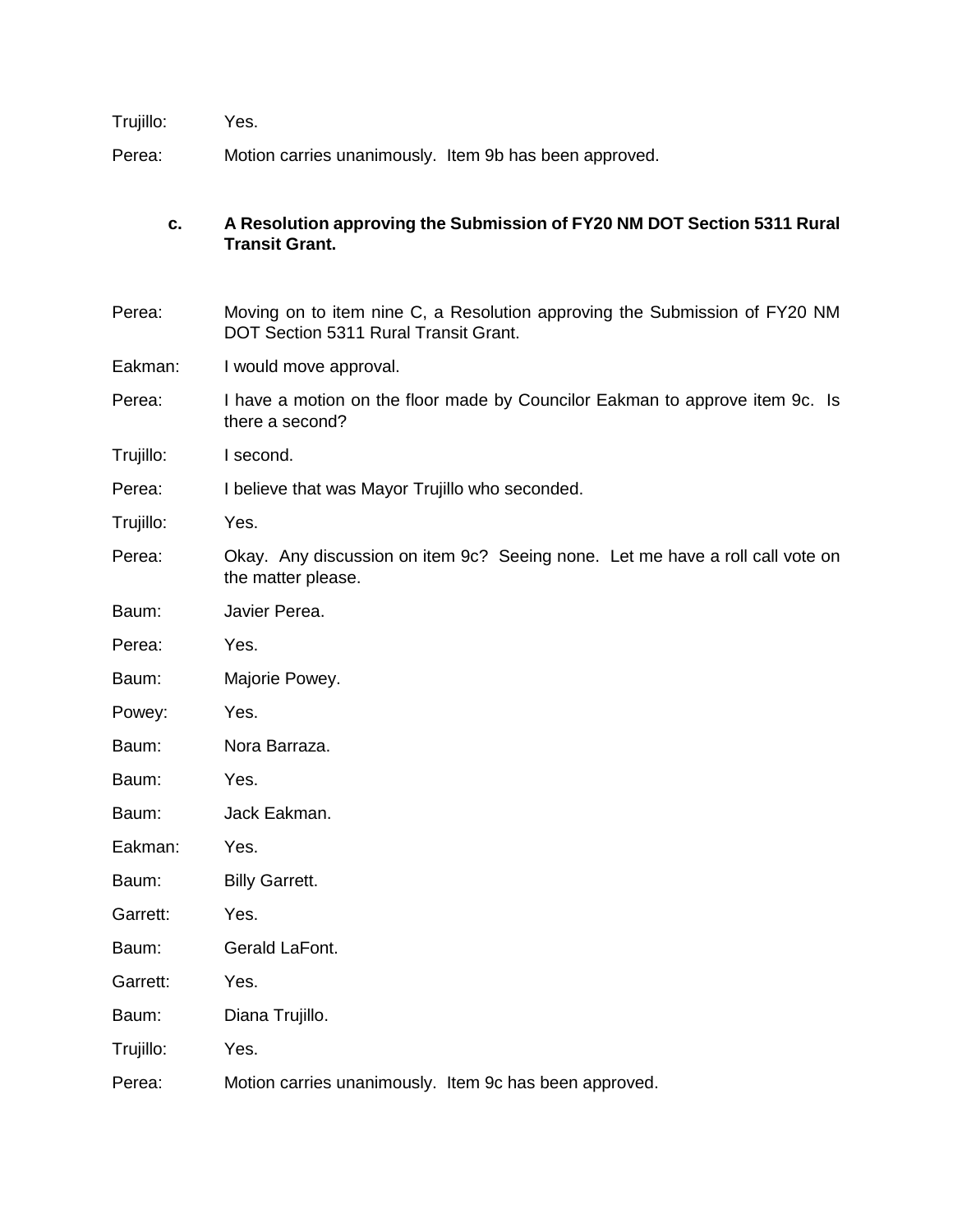Trujillo: Yes.

Perea: Motion carries unanimously. Item 9b has been approved.

**c. A Resolution approving the Submission of FY20 NM DOT Section 5311 Rural Transit Grant.**

Perea: Moving on to item nine C, a Resolution approving the Submission of FY20 NM DOT Section 5311 Rural Transit Grant.

Eakman: I would move approval.

Perea: I have a motion on the floor made by Councilor Eakman to approve item 9c. Is there a second?

Trujillo: I second.

Perea: I believe that was Mayor Trujillo who seconded.

Trujillo: Yes.

Perea: Okay. Any discussion on item 9c? Seeing none. Let me have a roll call vote on the matter please.

Baum: Javier Perea.

Perea: Yes.

Baum: Majorie Powey.

Powey: Yes.

Baum: Nora Barraza.

Baum: Yes.

Baum: Jack Eakman.

Eakman: Yes.

Baum: Billy Garrett.

Garrett: Yes.

Baum: Gerald LaFont.

Garrett: Yes.

Baum: Diana Trujillo.

Trujillo: Yes.

Perea: Motion carries unanimously. Item 9c has been approved.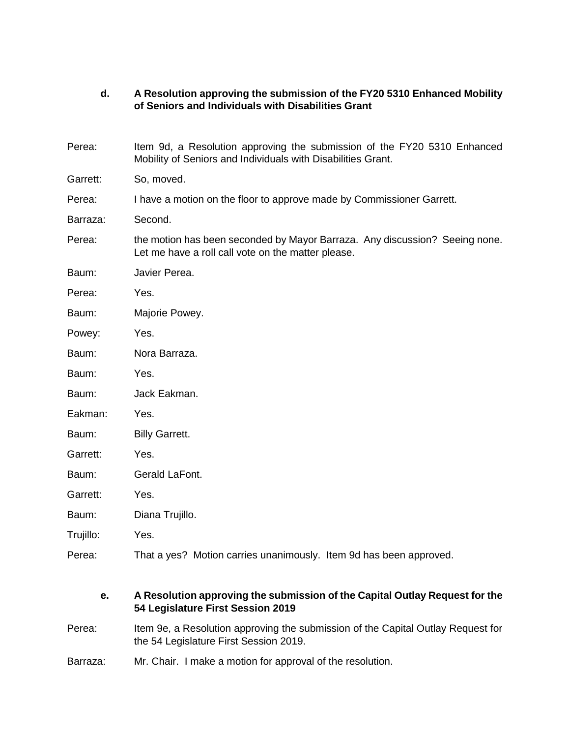**d. A Resolution approving the submission of the FY20 5310 Enhanced Mobility of Seniors and Individuals with Disabilities Grant**

Perea: Item 9d, a Resolution approving the submission of the FY20 5310 Enhanced Mobility of Seniors and Individuals with Disabilities Grant.

Garrett: So, moved.

Perea: I have a motion on the floor to approve made by Commissioner Garrett.

Barraza: Second.

Perea: the motion has been seconded by Mayor Barraza. Any discussion? Seeing none. Let me have a roll call vote on the matter please.

Baum: Javier Perea.

Perea: Yes.

Baum: Majorie Powey.

Powey: Yes.

Baum: Nora Barraza.

Baum: Yes.

Baum: Jack Eakman.

Eakman: Yes.

Baum: Billy Garrett.

Garrett: Yes.

Baum: Gerald LaFont.

Garrett: Yes.

Baum: Diana Trujillo.

Trujillo: Yes.

Perea: That a yes? Motion carries unanimously. Item 9d has been approved.

**e. A Resolution approving the submission of the Capital Outlay Request for the 54 Legislature First Session 2019**

Perea: Item 9e, a Resolution approving the submission of the Capital Outlay Request for the 54 Legislature First Session 2019.

Barraza: Mr. Chair. I make a motion for approval of the resolution.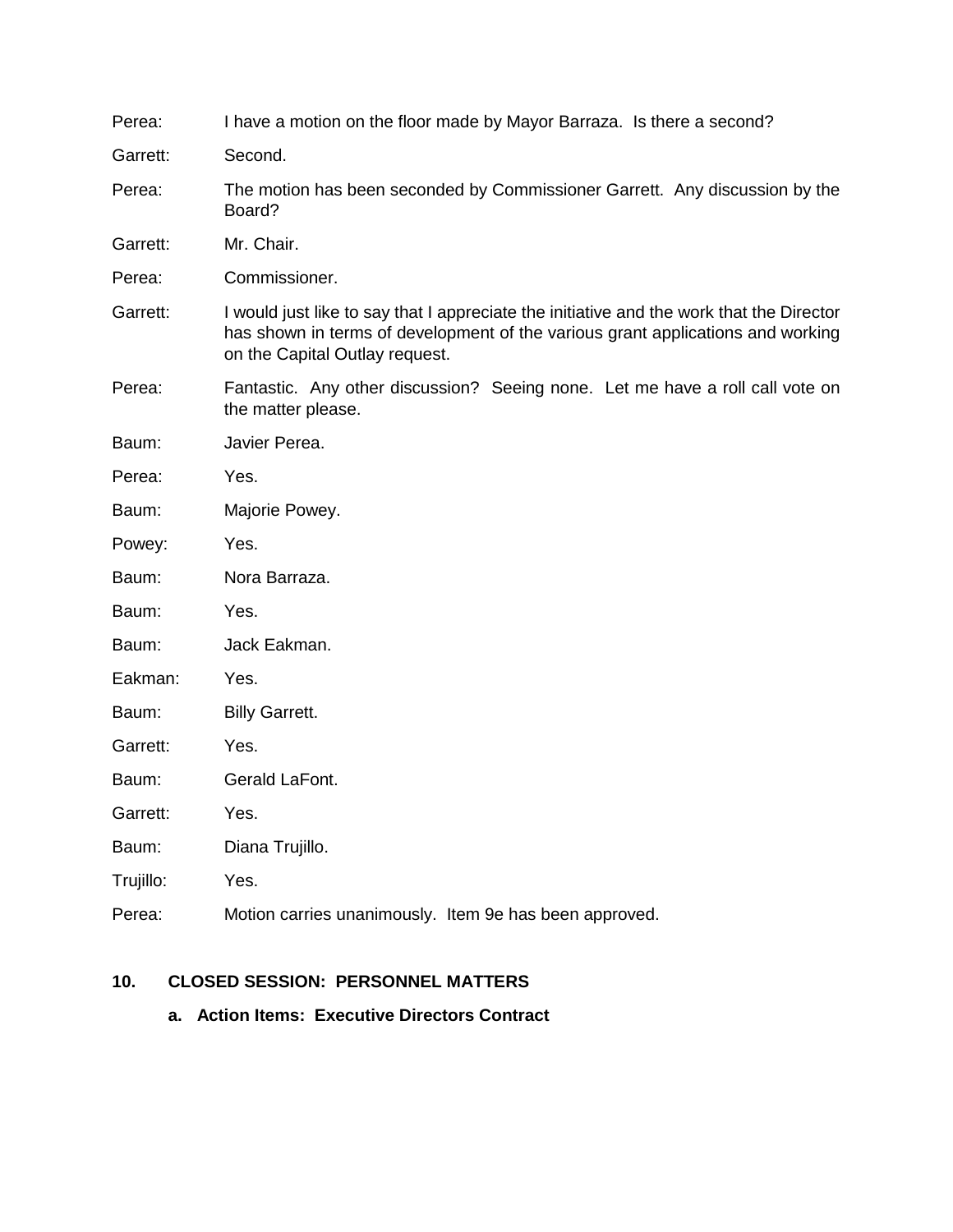Perea: I have a motion on the floor made by Mayor Barraza. Is there a second?

Garrett: Second.

Perea: The motion has been seconded by Commissioner Garrett. Any discussion by the Board?

Garrett: Mr. Chair.

Perea: Commissioner.

Garrett: I would just like to say that I appreciate the initiative and the work that the Director has shown in terms of development of the various grant applications and working on the Capital Outlay request.

Perea: Fantastic. Any other discussion? Seeing none. Let me have a roll call vote on the matter please.

Baum: Javier Perea.

Perea: Yes.

Baum: Majorie Powey.

Powey: Yes.

Baum: Nora Barraza.

Baum: Yes.

Baum: Jack Eakman.

Eakman: Yes.

Baum: Billy Garrett.

Garrett: Yes.

Baum: Gerald LaFont.

Garrett: Yes.

Baum: Diana Trujillo.

Trujillo: Yes.

Perea: Motion carries unanimously. Item 9e has been approved.

**10. CLOSED SESSION: PERSONNEL MATTERS**

**a. Action Items: Executive Directors Contract**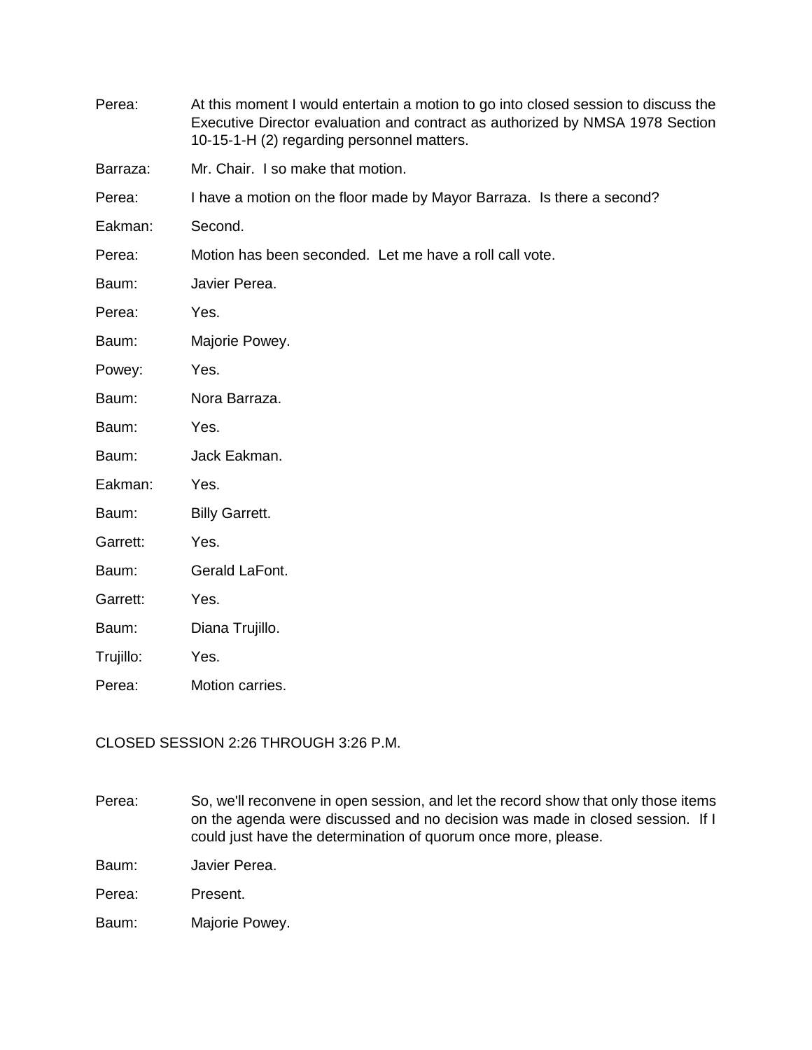Perea: At this moment I would entertain a motion to go into closed session to discuss the Executive Director evaluation and contract as authorized by NMSA 1978 Section 10-15-1-H (2) regarding personnel matters.

Barraza: Mr. Chair. I so make that motion.

Perea: I have a motion on the floor made by Mayor Barraza. Is there a second?

Eakman: Second.

Perea: Motion has been seconded. Let me have a roll call vote.

Baum: Javier Perea.

Perea: Yes.

Baum: Majorie Powey.

Powey: Yes.

Baum: Nora Barraza.

Baum: Yes.

Baum: Jack Eakman.

Eakman: Yes.

Baum: Billy Garrett.

Garrett: Yes.

Baum: Gerald LaFont.

Garrett: Yes.

Baum: Diana Trujillo.

Trujillo: Yes.

Perea: Motion carries.

CLOSED SESSION 2:26 THROUGH 3:26 P.M.

Perea: So, we'll reconvene in open session, and let the record show that only those items on the agenda were discussed and no decision was made in closed session. If I could just have the determination of quorum once more, please.

Baum: Javier Perea.

Perea: Present.

Baum: Majorie Powey.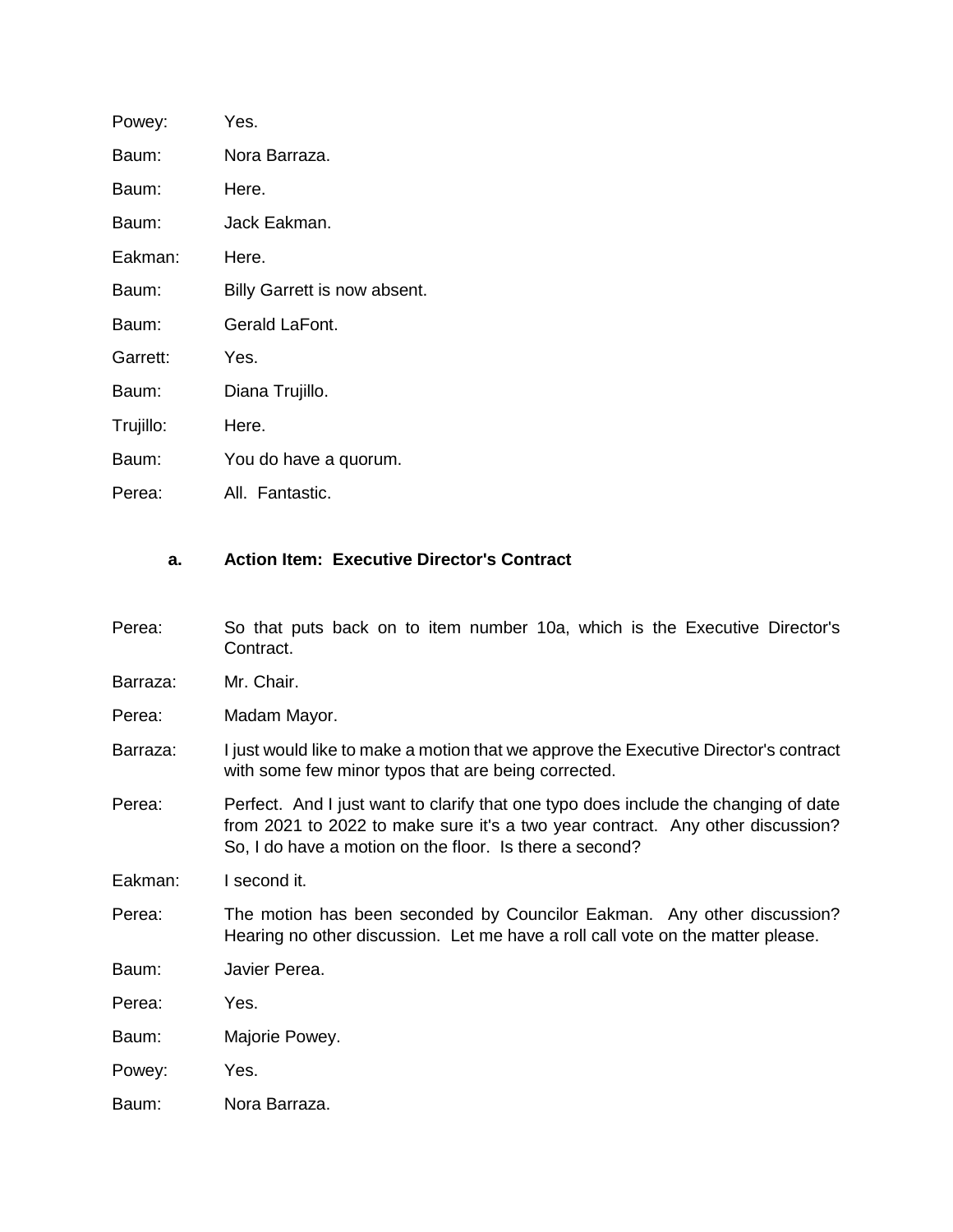Powey: Yes.

Baum: Nora Barraza.

Baum: Here.

Baum: Jack Eakman.

Eakman: Here.

Baum: Billy Garrett is now absent.

Baum: Gerald LaFont.

Garrett: Yes.

Baum: Diana Trujillo.

Trujillo: Here.

Baum: You do have a quorum.

Perea: All. Fantastic.

**a. Action Item: Executive Director's Contract**

Perea: So that puts back on to item number 10a, which is the Executive Director's Contract.

Barraza: Mr. Chair.

Perea: Madam Mayor.

Barraza: I just would like to make a motion that we approve the Executive Director's contract with some few minor typos that are being corrected.

Perea: Perfect. And I just want to clarify that one typo does include the changing of date from 2021 to 2022 to make sure it's a two year contract. Any other discussion? So, I do have a motion on the floor. Is there a second?

Eakman: I second it.

Perea: The motion has been seconded by Councilor Eakman. Any other discussion? Hearing no other discussion. Let me have a roll call vote on the matter please.

Baum: Javier Perea.

Perea: Yes.

Baum: Majorie Powey.

Powey: Yes.

Baum: Nora Barraza.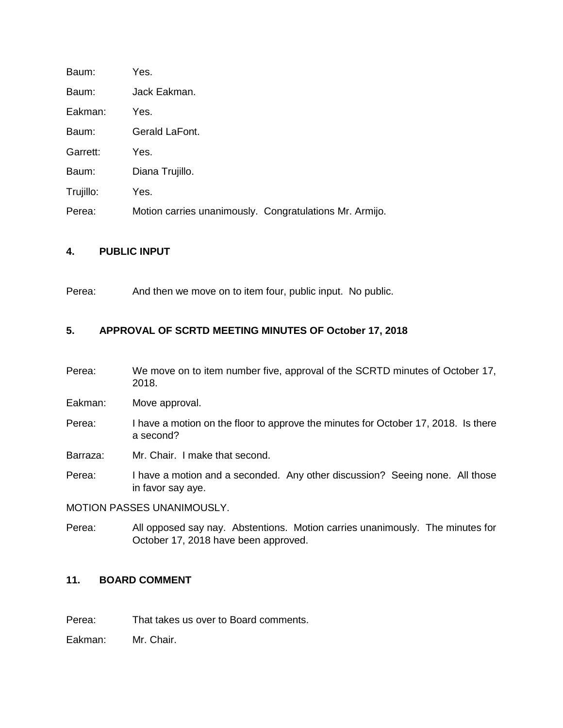Baum: Yes.

Baum: Jack Eakman.

Eakman: Yes.

Baum: Gerald LaFont.

Garrett: Yes.

Baum: Diana Trujillo.

Trujillo: Yes.

Perea: Motion carries unanimously. Congratulations Mr. Armijo.

#### 4. PUBLIC INPUT

Perea: And then we move on to item four, public input. No public.

#### 5. APPROVAL OF SCRTD MEETING MINUTES OF October 17, 2018

Perea: We move on to item number five, approval of the SCRTD minutes of October 17, 2018.

Eakman: Move approval.

Perea: I have a motion on the floor to approve the minutes for October 17, 2018. Is there a second?

Barraza: Mr. Chair. I make that second.

Perea: I have a motion and a seconded. Any other discussion? Seeing none. All those in favor say aye.

MOTION PASSES UNANIMOUSLY.

Perea: All opposed say nay. Abstentions. Motion carries unanimously. The minutes for October 17, 2018 have been approved.

#### 11. BOARD COMMENT

Perea: That takes us over to Board comments.

Eakman: Mr. Chair.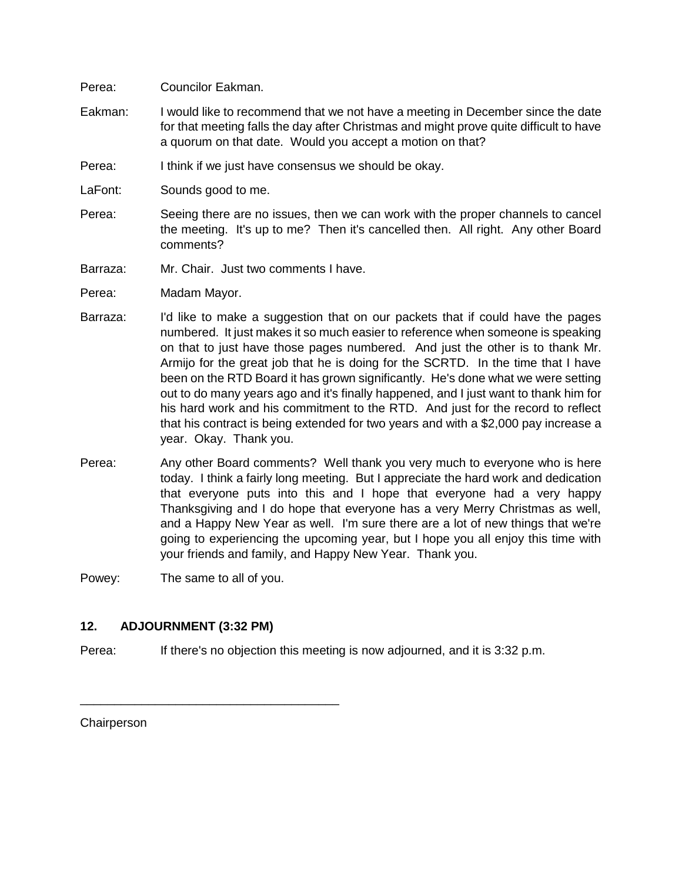Perea: Councilor Eakman.

Eakman: I would like to recommend that we not have a meeting in December since the date for that meeting falls the day after Christmas and might prove quite difficult to have a quorum on that date. Would you accept a motion on that?

Perea: I think if we just have consensus we should be okay.

LaFont: Sounds good to me.

Perea: Seeing there are no issues, then we can work with the proper channels to cancel the meeting. It's up to me? Then it's cancelled then. All right. Any other Board comments?

Barraza: Mr. Chair. Just two comments I have.

Perea: Madam Mayor.

Barraza: I'd like to make a suggestion that on our packets that if could have the pages numbered. It just makes it so much easier to reference when someone is speaking on that to just have those pages numbered. And just the other is to thank Mr. Armijo for the great job that he is doing for the SCRTD. In the time that I have been on the RTD Board it has grown significantly. He's done what we were setting out to do many years ago and it's finally happened, and I just want to thank him for his hard work and his commitment to the RTD. And just for the record to reflect that his contract is being extended for two years and with a $2,000 pay increase a year. Okay. Thank you.

Perea: Any other Board comments? Well thank you very much to everyone who is here today. I think a fairly long meeting. But I appreciate the hard work and dedication that everyone puts into this and I hope that everyone had a very happy Thanksgiving and I do hope that everyone has a very Merry Christmas as well, and a Happy New Year as well. I'm sure there are a lot of new things that we're going to experiencing the upcoming year, but I hope you all enjoy this time with your friends and family, and Happy New Year. Thank you.

Powey: The same to all of you.

## 12. ADJOURNMENT (3:32 PM)

Perea: If there's no objection this meeting is now adjourned, and it is 3:32 p.m.

\_\_\_\_\_\_\_\_\_\_\_\_\_\_\_\_\_\_\_\_\_\_\_\_\_\_\_\_\_\_\_\_\_\_\_\_\_\_

Chairperson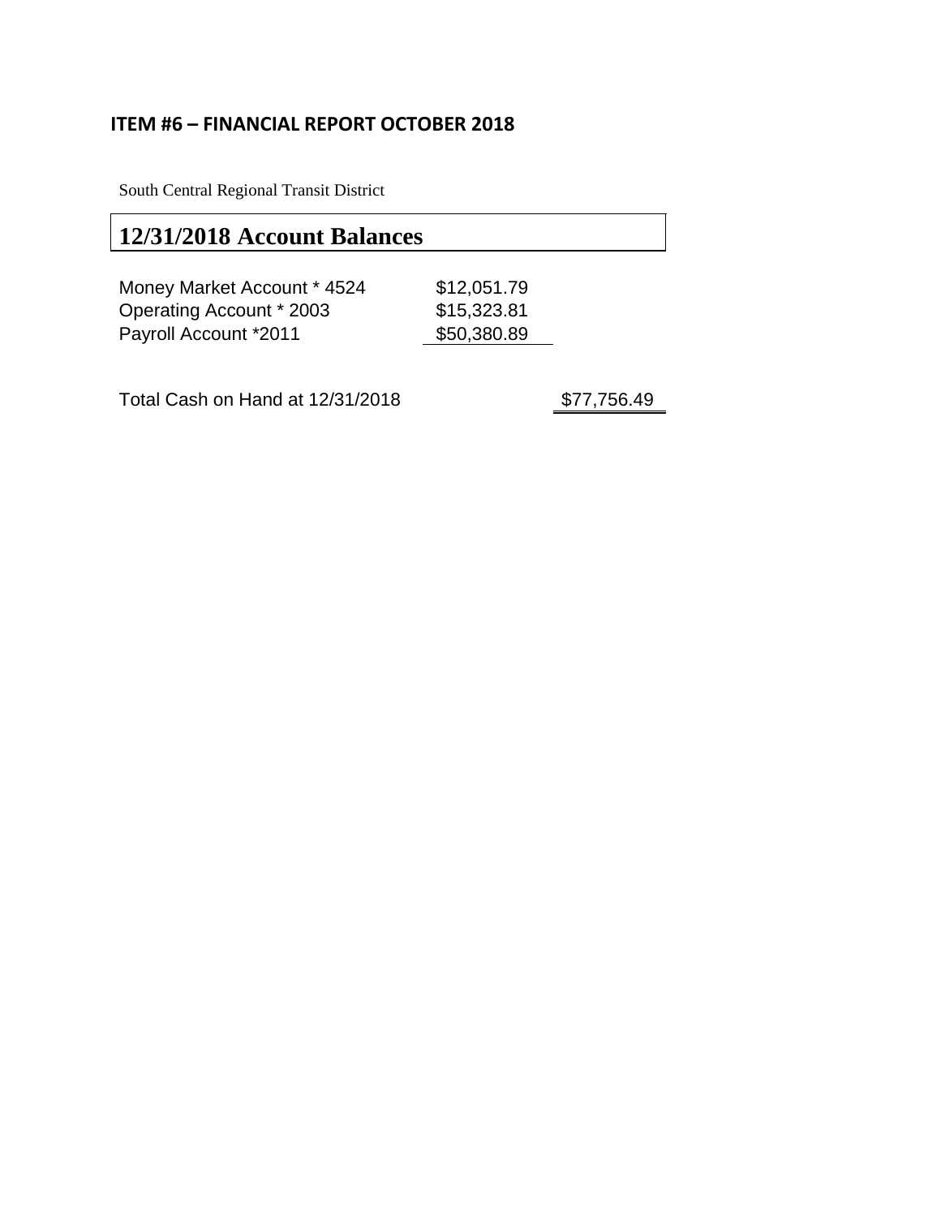## ITEM #6 – FINANCIAL REPORT OCTOBER 2018

South Central Regional Transit District

### 12/31/2018 Account Balances

| | | |
|---|---|---|
| Money Market Account * 4524 | $12,051.79 | |
| Operating Account * 2003 | $15,323.81 | |
| Payroll Account *2011 | $50,380.89 | |
| | | |
| Total Cash on Hand at 12/31/2018 | | $77,756.49 |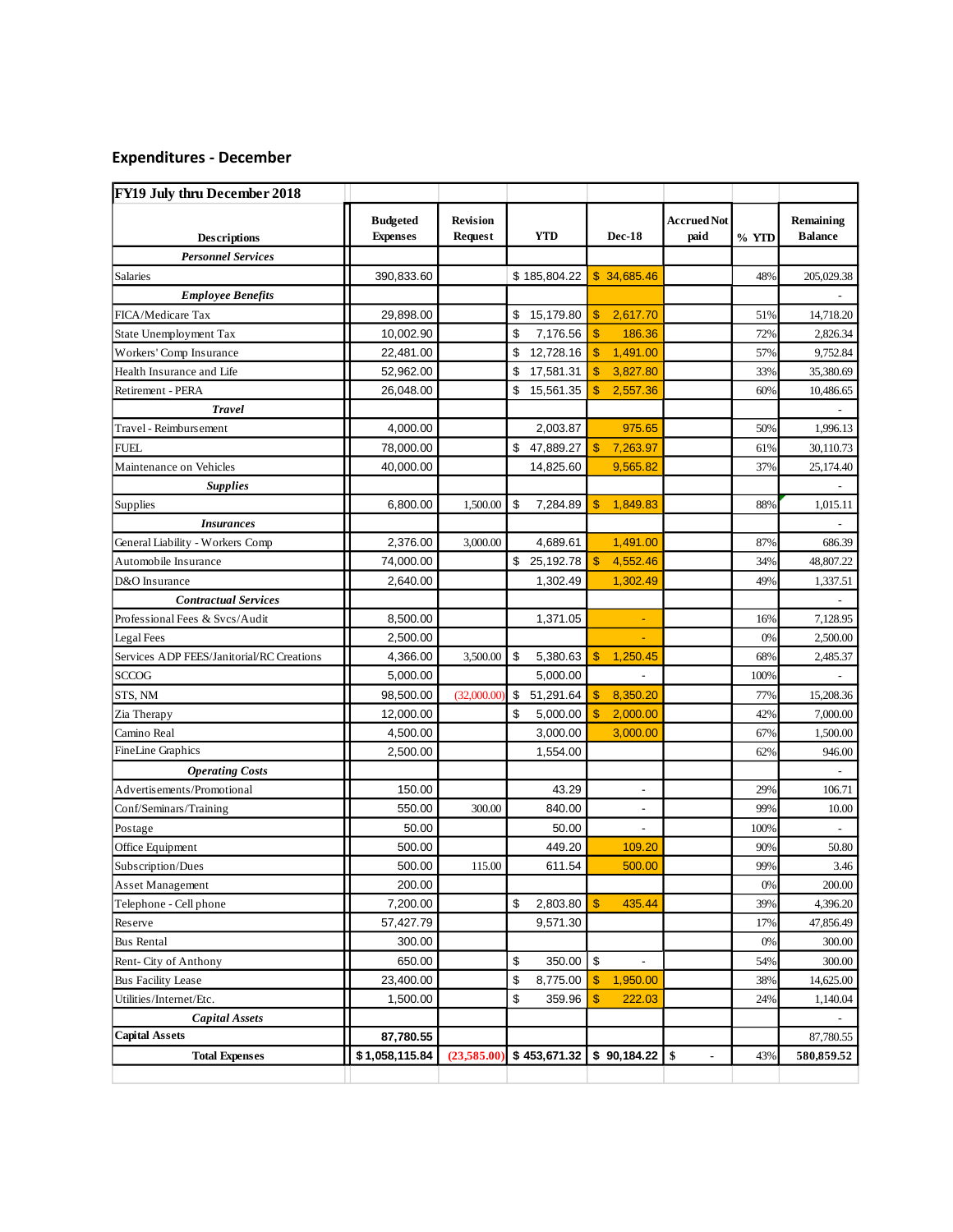## Expenditures - December

| FY19 July thru December 2018 | | | | | | | |
|---|---|---|---|---|---|---|---|
| Descriptions | Budgeted Expenses | Revision Request | YTD | Dec-18 | Accrued Not paid | % YTD | Remaining Balance |
| ***Personnel Services*** | | | | | | | |
| Salaries | 390,833.60 | | $ 185,804.22 | $ 34,685.46 | | 48% | 205,029.38 |
| ***Employee Benefits*** | | | | | | | - |
| FICA/Medicare Tax | 29,898.00 | | $ 15,179.80 | $ 2,617.70 | | 51% | 14,718.20 |
| State Unemployment Tax | 10,002.90 | | $ 7,176.56 | $ 186.36 | | 72% | 2,826.34 |
| Workers' Comp Insurance | 22,481.00 | | $ 12,728.16 | $ 1,491.00 | | 57% | 9,752.84 |
| Health Insurance and Life | 52,962.00 | | $ 17,581.31 | $ 3,827.80 | | 33% | 35,380.69 |
| Retirement - PERA | 26,048.00 | | $ 15,561.35 | $ 2,557.36 | | 60% | 10,486.65 |
| ***Travel*** | | | | | | | - |
| Travel - Reimbursement | 4,000.00 | | 2,003.87 | 975.65 | | 50% | 1,996.13 |
| FUEL | 78,000.00 | | $ 47,889.27 | $ 7,263.97 | | 61% | 30,110.73 |
| Maintenance on Vehicles | 40,000.00 | | 14,825.60 | 9,565.82 | | 37% | 25,174.40 |
| ***Supplies*** | | | | | | | - |
| Supplies | 6,800.00 | 1,500.00 | $ 7,284.89 | $ 1,849.83 | | 88% | 1,015.11 |
| ***Insurances*** | | | | | | | - |
| General Liability - Workers Comp | 2,376.00 | 3,000.00 | 4,689.61 | 1,491.00 | | 87% | 686.39 |
| Automobile Insurance | 74,000.00 | | $ 25,192.78 | $ 4,552.46 | | 34% | 48,807.22 |
| D&O Insurance | 2,640.00 | | 1,302.49 | 1,302.49 | | 49% | 1,337.51 |
| ***Contractual Services*** | | | | | | | - |
| Professional Fees & Svcs/Audit | 8,500.00 | | 1,371.05 | - | | 16% | 7,128.95 |
| Legal Fees | 2,500.00 | | | - | | 0% | 2,500.00 |
| Services ADP FEES/Janitorial/RC Creations | 4,366.00 | 3,500.00 | $ 5,380.63 | $ 1,250.45 | | 68% | 2,485.37 |
| SCCOG | 5,000.00 | | 5,000.00 | - | | 100% | - |
| STS, NM | 98,500.00 | (32,000.00) | $ 51,291.64 | $ 8,350.20 | | 77% | 15,208.36 |
| Zia Therapy | 12,000.00 | | $ 5,000.00 | $ 2,000.00 | | 42% | 7,000.00 |
| Camino Real | 4,500.00 | | 3,000.00 | 3,000.00 | | 67% | 1,500.00 |
| FineLine Graphics | 2,500.00 | | 1,554.00 | | | 62% | 946.00 |
| ***Operating Costs*** | | | | | | | - |
| Advertisements/Promotional | 150.00 | | 43.29 | - | | 29% | 106.71 |
| Conf/Seminars/Training | 550.00 | 300.00 | 840.00 | - | | 99% | 10.00 |
| Postage | 50.00 | | 50.00 | - | | 100% | - |
| Office Equipment | 500.00 | | 449.20 | 109.20 | | 90% | 50.80 |
| Subscription/Dues | 500.00 | 115.00 | 611.54 | 500.00 | | 99% | 3.46 |
| Asset Management | 200.00 | | | | | 0% | 200.00 |
| Telephone - Cell phone | 7,200.00 | | $ 2,803.80 | $ 435.44 | | 39% | 4,396.20 |
| Reserve | 57,427.79 | | 9,571.30 | | | 17% | 47,856.49 |
| Bus Rental | 300.00 | | | | | 0% | 300.00 |
| Rent- City of Anthony | 650.00 | | $ 350.00 | $ - | | 54% | 300.00 |
| Bus Facility Lease | 23,400.00 | | $ 8,775.00 | $ 1,950.00 | | 38% | 14,625.00 |
| Utilities/Internet/Etc. | 1,500.00 | | $ 359.96 | $ 222.03 | | 24% | 1,140.04 |
| ***Capital Assets*** | | | | | | | - |
| **Capital Assets** | **87,780.55** | | | | | | 87,780.55 |
| **Total Expenses** | **$ 1,058,115.84** | **(23,585.00)** | **$ 453,671.32** | **$ 90,184.22** | **$ -** | 43% | **580,859.52** |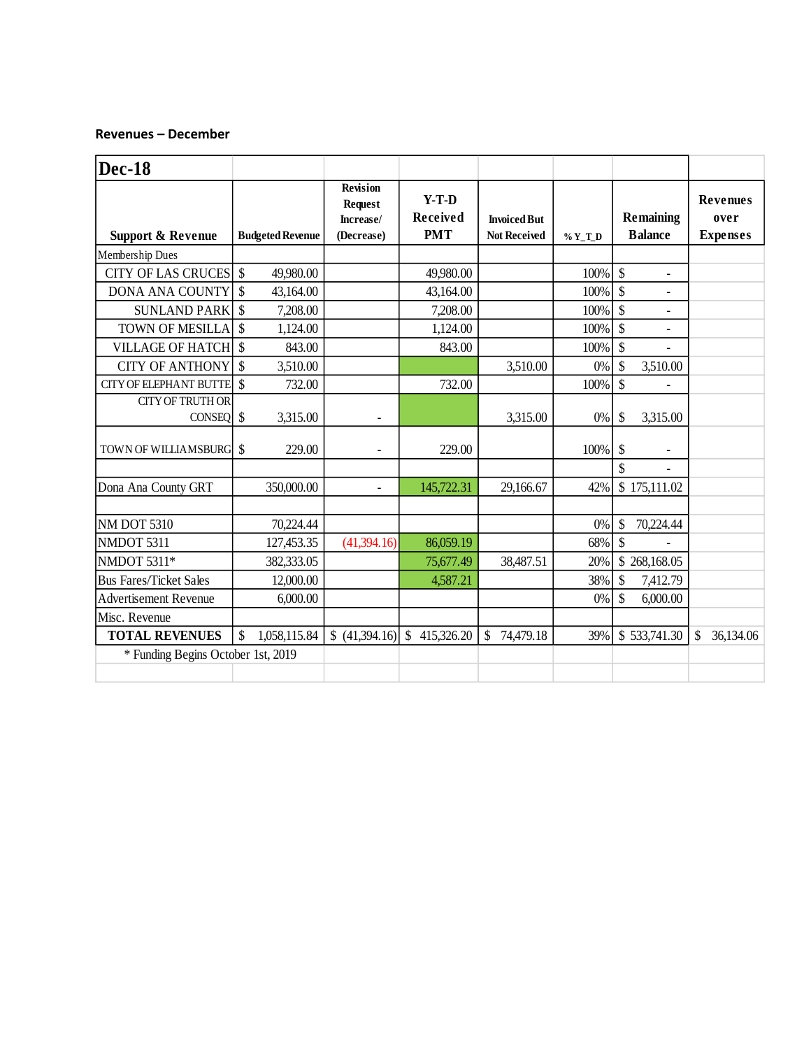**Revenues – December**

| Dec-18 | | | | | | | |
|---|---|---|---|---|---|---|---|
| Support & Revenue | Budgeted Revenue | Revision Request Increase/ (Decrease) | Y-T-D Received PMT | Invoiced But Not Received | % Y_T_D | Remaining Balance | Revenues over Expenses |
| Membership Dues | | | | | | | |
| CITY OF LAS CRUCES | $ 49,980.00 | | 49,980.00 | | 100% | $ - | |
| DONA ANA COUNTY | $ 43,164.00 | | 43,164.00 | | 100% | $ - | |
| SUNLAND PARK | $ 7,208.00 | | 7,208.00 | | 100% | $ - | |
| TOWN OF MESILLA | $ 1,124.00 | | 1,124.00 | | 100% | $ - | |
| VILLAGE OF HATCH | $ 843.00 | | 843.00 | | 100% | $ - | |
| CITY OF ANTHONY | $ 3,510.00 | | | 3,510.00 | 0% | $ 3,510.00 | |
| CITY OF ELEPHANT BUTTE | $ 732.00 | | 732.00 | | 100% | $ - | |
| CITY OF TRUTH OR CONSEQ | $ 3,315.00 | - | | 3,315.00 | 0% | $ 3,315.00 | |
| TOWN OF WILLIAMSBURG | $ 229.00 | - | 229.00 | | 100% | $ - | |
| | | | | | | $ - | |
| Dona Ana County GRT | 350,000.00 | - | 145,722.31 | 29,166.67 | 42% | $ 175,111.02 | |
| | | | | | | | |
| NM DOT 5310 | 70,224.44 | | | | 0% | $ 70,224.44 | |
| NMDOT 5311 | 127,453.35 | (41,394.16) | 86,059.19 | | 68% | $ - | |
| NMDOT 5311* | 382,333.05 | | 75,677.49 | 38,487.51 | 20% | $ 268,168.05 | |
| Bus Fares/Ticket Sales | 12,000.00 | | 4,587.21 | | 38% | $ 7,412.79 | |
| Advertisement Revenue | 6,000.00 | | | | 0% | $ 6,000.00 | |
| Misc. Revenue | | | | | | | |
| **TOTAL REVENUES** | $ 1,058,115.84 | $ (41,394.16) | $ 415,326.20 | $ 74,479.18 | 39% | $ 533,741.30 | $ 36,134.06 |
| * Funding Begins October 1st, 2019 | | | | | | | |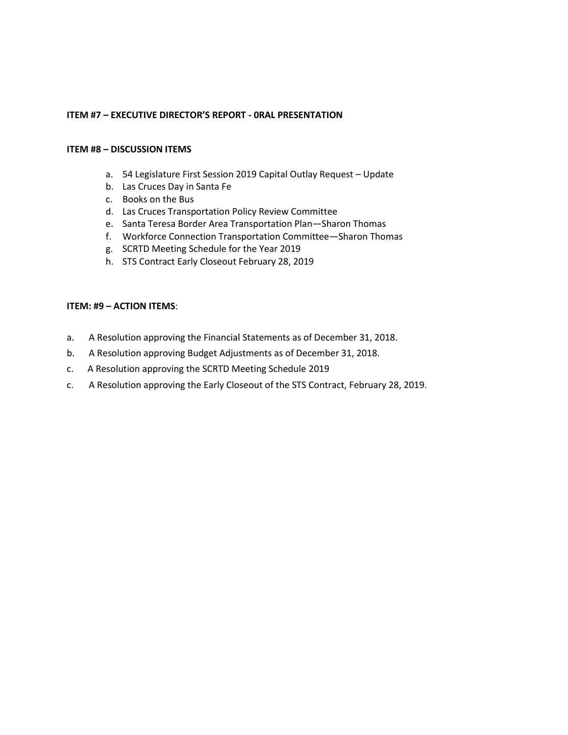**ITEM #7 – EXECUTIVE DIRECTOR'S REPORT - 0RAL PRESENTATION**

**ITEM #8 – DISCUSSION ITEMS**

a. 54 Legislature First Session 2019 Capital Outlay Request – Update
b. Las Cruces Day in Santa Fe
c. Books on the Bus
d. Las Cruces Transportation Policy Review Committee
e. Santa Teresa Border Area Transportation Plan—Sharon Thomas
f. Workforce Connection Transportation Committee—Sharon Thomas
g. SCRTD Meeting Schedule for the Year 2019
h. STS Contract Early Closeout February 28, 2019

**ITEM: #9 – ACTION ITEMS**:

a. A Resolution approving the Financial Statements as of December 31, 2018.
b. A Resolution approving Budget Adjustments as of December 31, 2018.
c. A Resolution approving the SCRTD Meeting Schedule 2019
c. A Resolution approving the Early Closeout of the STS Contract, February 28, 2019.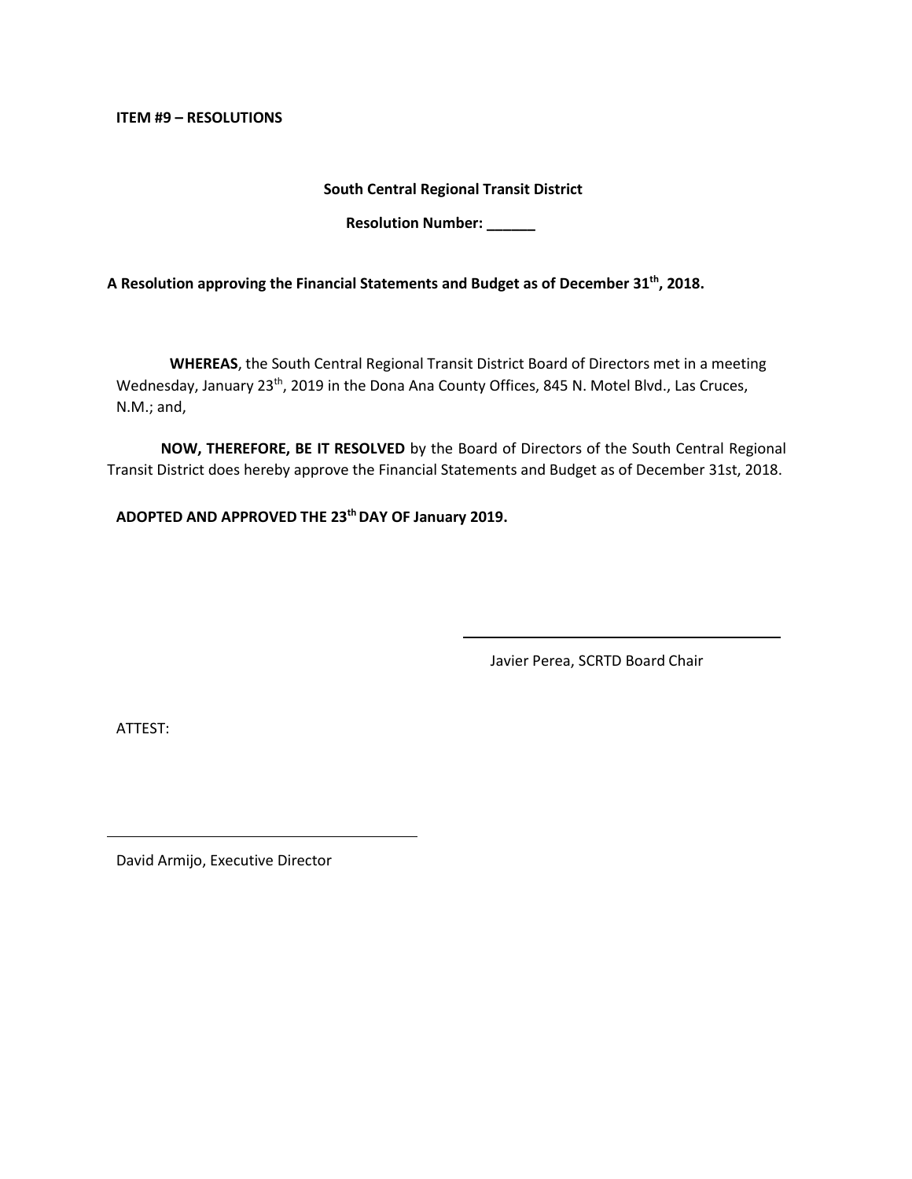**ITEM #9 – RESOLUTIONS**

**South Central Regional Transit District**

**Resolution Number: ______**

**A Resolution approving the Financial Statements and Budget as of December 31th, 2018.**

**WHEREAS**, the South Central Regional Transit District Board of Directors met in a meeting Wednesday, January 23th, 2019 in the Dona Ana County Offices, 845 N. Motel Blvd., Las Cruces, N.M.; and,

**NOW, THEREFORE, BE IT RESOLVED** by the Board of Directors of the South Central Regional Transit District does hereby approve the Financial Statements and Budget as of December 31st, 2018.

**ADOPTED AND APPROVED THE 23th DAY OF January 2019.**

\_\_\_\_\_\_\_\_\_\_\_\_\_\_\_\_\_\_\_\_\_\_\_\_\_\_\_\_\_\_\_\_\_\_\_\_\_\_\_\_

Javier Perea, SCRTD Board Chair

ATTEST:

\_\_\_\_\_\_\_\_\_\_\_\_\_\_\_\_\_\_\_\_\_\_\_\_\_\_\_\_\_\_\_\_\_\_\_\_\_\_\_\_

David Armijo, Executive Director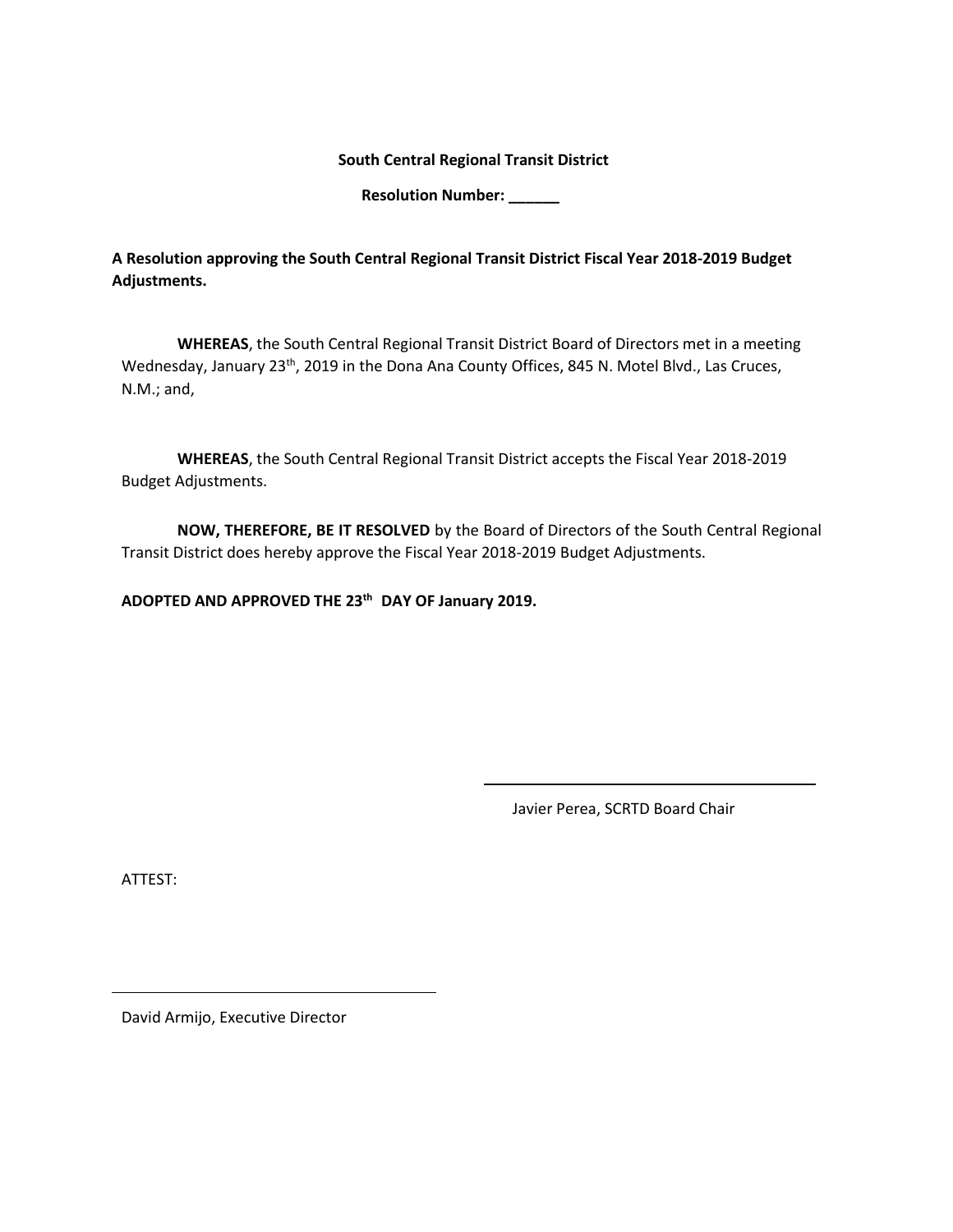**South Central Regional Transit District**

**Resolution Number: ______**

**A Resolution approving the South Central Regional Transit District Fiscal Year 2018-2019 Budget Adjustments.**

**WHEREAS**, the South Central Regional Transit District Board of Directors met in a meeting Wednesday, January 23th, 2019 in the Dona Ana County Offices, 845 N. Motel Blvd., Las Cruces, N.M.; and,

**WHEREAS**, the South Central Regional Transit District accepts the Fiscal Year 2018-2019 Budget Adjustments.

**NOW, THEREFORE, BE IT RESOLVED** by the Board of Directors of the South Central Regional Transit District does hereby approve the Fiscal Year 2018-2019 Budget Adjustments.

**ADOPTED AND APPROVED THE 23th DAY OF January 2019.**

\_\_\_\_\_\_\_\_\_\_\_\_\_\_\_\_\_\_\_\_\_\_\_\_\_\_\_\_\_\_\_\_\_\_\_\_\_\_\_\_

Javier Perea, SCRTD Board Chair

ATTEST:

\_\_\_\_\_\_\_\_\_\_\_\_\_\_\_\_\_\_\_\_\_\_\_\_\_\_\_\_\_\_\_\_\_\_\_\_\_\_\_\_

David Armijo, Executive Director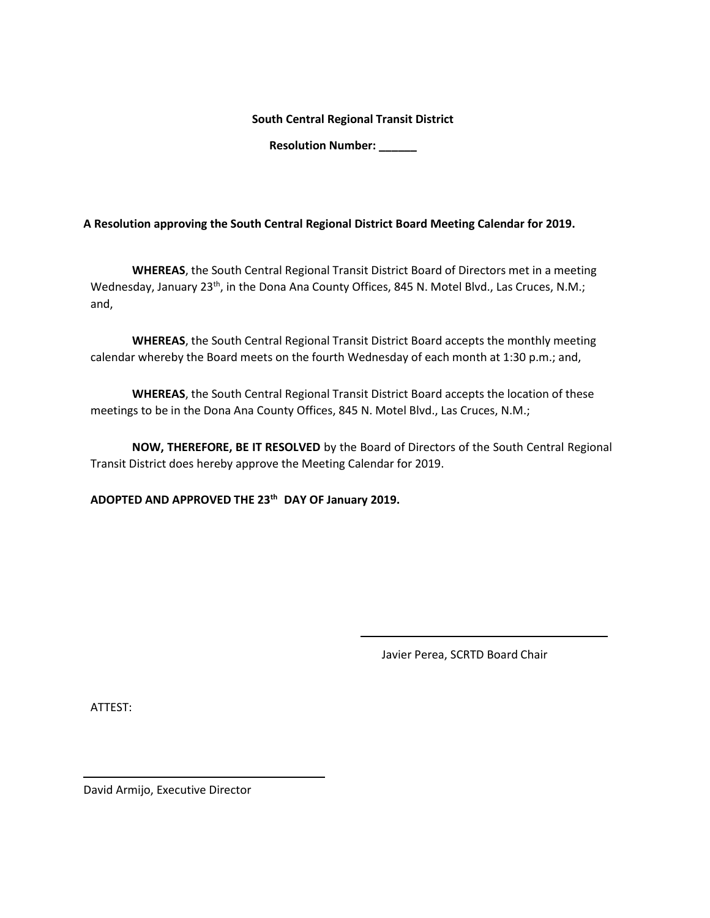**South Central Regional Transit District**

**Resolution Number: ______**

**A Resolution approving the South Central Regional District Board Meeting Calendar for 2019.**

**WHEREAS**, the South Central Regional Transit District Board of Directors met in a meeting Wednesday, January 23th, in the Dona Ana County Offices, 845 N. Motel Blvd., Las Cruces, N.M.; and,

**WHEREAS**, the South Central Regional Transit District Board accepts the monthly meeting calendar whereby the Board meets on the fourth Wednesday of each month at 1:30 p.m.; and,

**WHEREAS**, the South Central Regional Transit District Board accepts the location of these meetings to be in the Dona Ana County Offices, 845 N. Motel Blvd., Las Cruces, N.M.;

**NOW, THEREFORE, BE IT RESOLVED** by the Board of Directors of the South Central Regional Transit District does hereby approve the Meeting Calendar for 2019.

**ADOPTED AND APPROVED THE 23th DAY OF January 2019.**

\_\_\_\_\_\_\_\_\_\_\_\_\_\_\_\_\_\_\_\_\_\_\_\_\_\_\_\_\_\_\_\_\_\_\_\_\_\_

Javier Perea, SCRTD Board Chair

ATTEST:

\_\_\_\_\_\_\_\_\_\_\_\_\_\_\_\_\_\_\_\_\_\_\_\_\_\_\_\_\_\_\_\_\_\_\_\_\_\_

David Armijo, Executive Director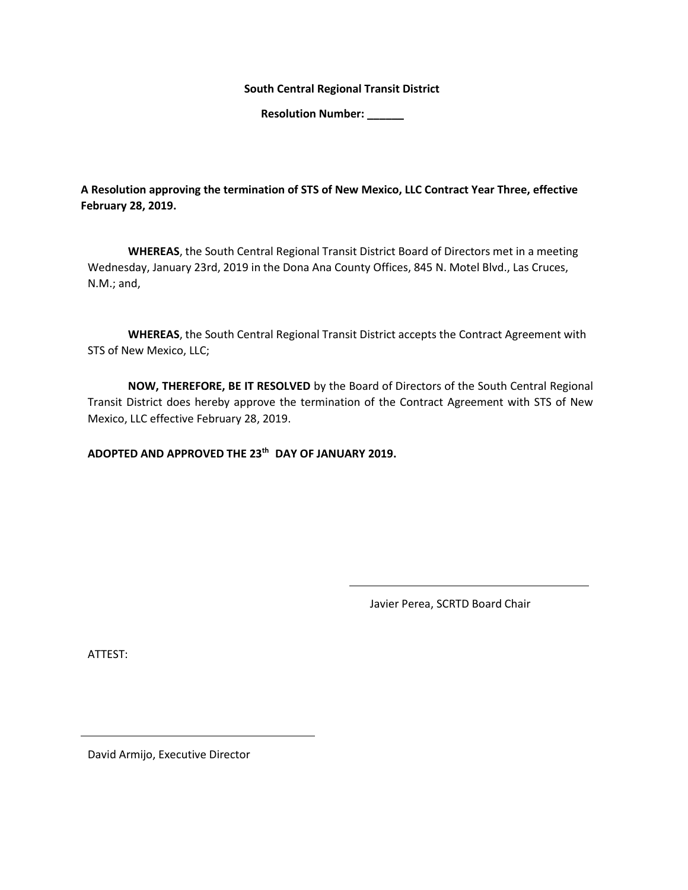**South Central Regional Transit District**

**Resolution Number: ______**

**A Resolution approving the termination of STS of New Mexico, LLC Contract Year Three, effective February 28, 2019.**

**WHEREAS**, the South Central Regional Transit District Board of Directors met in a meeting Wednesday, January 23rd, 2019 in the Dona Ana County Offices, 845 N. Motel Blvd., Las Cruces, N.M.; and,

**WHEREAS**, the South Central Regional Transit District accepts the Contract Agreement with STS of New Mexico, LLC;

**NOW, THEREFORE, BE IT RESOLVED** by the Board of Directors of the South Central Regional Transit District does hereby approve the termination of the Contract Agreement with STS of New Mexico, LLC effective February 28, 2019.

**ADOPTED AND APPROVED THE 23th DAY OF JANUARY 2019.**

\_\_\_\_\_\_\_\_\_\_\_\_\_\_\_\_\_\_\_\_\_\_\_\_\_\_\_\_\_\_\_\_\_\_\_\_

Javier Perea, SCRTD Board Chair

ATTEST:

\_\_\_\_\_\_\_\_\_\_\_\_\_\_\_\_\_\_\_\_\_\_\_\_\_\_\_\_\_\_\_\_\_\_\_\_

David Armijo, Executive Director